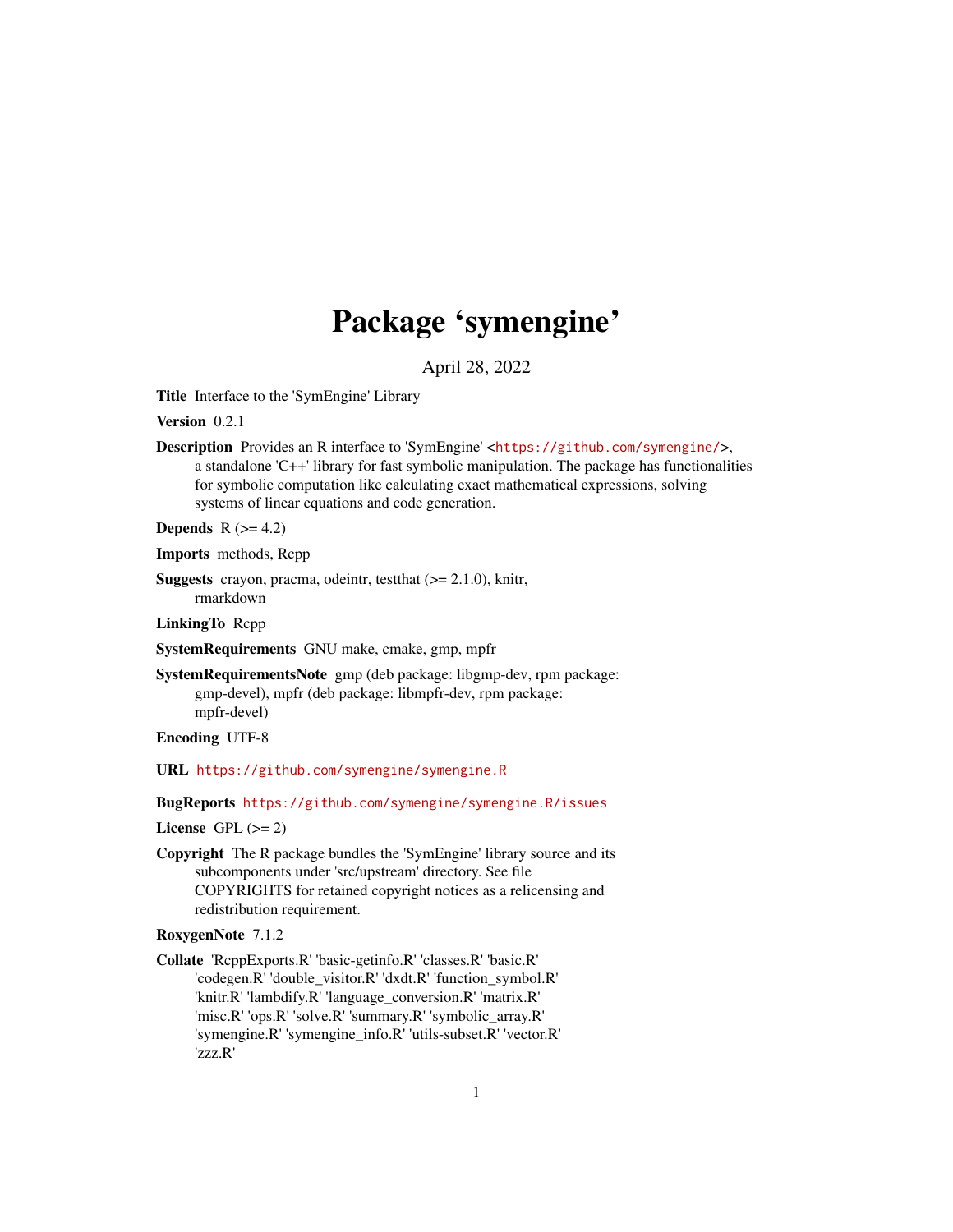# Package 'symengine'

April 28, 2022

**Title** Interface to the 'SymEngine' Library

**Version** 0.2.1

**Description** Provides an R interface to 'SymEngine' <https://github.com/symengine/>, a standalone 'C++' library for fast symbolic manipulation. The package has functionalities for symbolic computation like calculating exact mathematical expressions, solving systems of linear equations and code generation.

**Depends** R (>= 4.2)

**Imports** methods, Rcpp

**Suggests** crayon, pracma, odeintr, testthat (>= 2.1.0), knitr, rmarkdown

**LinkingTo** Rcpp

**SystemRequirements** GNU make, cmake, gmp, mpfr

**SystemRequirementsNote** gmp (deb package: libgmp-dev, rpm package: gmp-devel), mpfr (deb package: libmpfr-dev, rpm package: mpfr-devel)

**Encoding** UTF-8

**URL** https://github.com/symengine/symengine.R

**BugReports** https://github.com/symengine/symengine.R/issues

**License** GPL (>= 2)

**Copyright** The R package bundles the 'SymEngine' library source and its subcomponents under 'src/upstream' directory. See file COPYRIGHTS for retained copyright notices as a relicensing and redistribution requirement.

**RoxygenNote** 7.1.2

**Collate** 'RcppExports.R' 'basic-getinfo.R' 'classes.R' 'basic.R' 'codegen.R' 'double_visitor.R' 'dxdt.R' 'function_symbol.R' 'knitr.R' 'lambdify.R' 'language_conversion.R' 'matrix.R' 'misc.R' 'ops.R' 'solve.R' 'summary.R' 'symbolic_array.R' 'symengine.R' 'symengine_info.R' 'utils-subset.R' 'vector.R' 'zzz.R'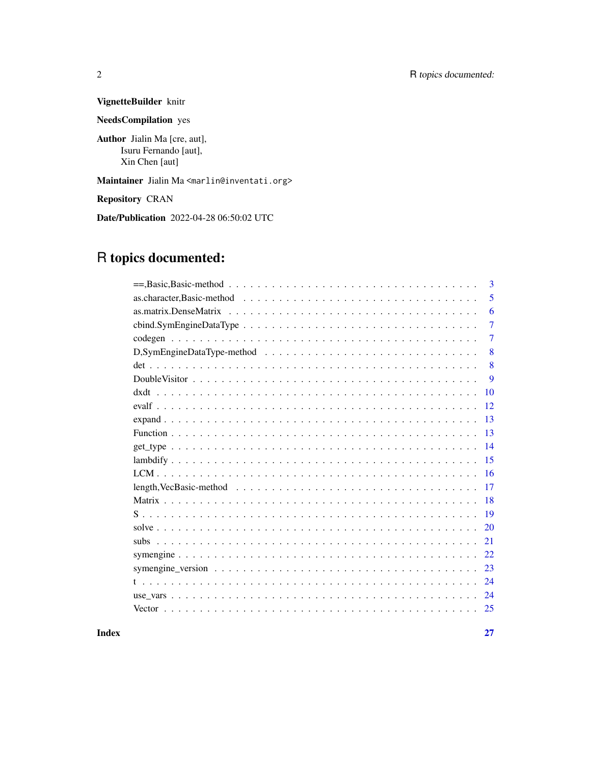**VignetteBuilder** knitr

**NeedsCompilation** yes

**Author** Jialin Ma [cre, aut],
Isuru Fernando [aut],
Xin Chen [aut]

**Maintainer** Jialin Ma <marlin@inventati.org>

**Repository** CRAN

**Date/Publication** 2022-04-28 06:50:02 UTC

# R topics documented:

| | |
|---|---|
| ==,Basic,Basic-method | 3 |
| as.character,Basic-method | 5 |
| as.matrix.DenseMatrix | 6 |
| cbind.SymEngineDataType | 7 |
| codegen | 7 |
| D,SymEngineDataType-method | 8 |
| det | 8 |
| DoubleVisitor | 9 |
| dxdt | 10 |
| evalf | 12 |
| expand | 13 |
| Function | 13 |
| get_type | 14 |
| lambdify | 15 |
| LCM | 16 |
| length,VecBasic-method | 17 |
| Matrix | 18 |
| S | 19 |
| solve | 20 |
| subs | 21 |
| symengine | 22 |
| symengine_version | 23 |
| t | 24 |
| use_vars | 24 |
| Vector | 25 |

**Index** **27**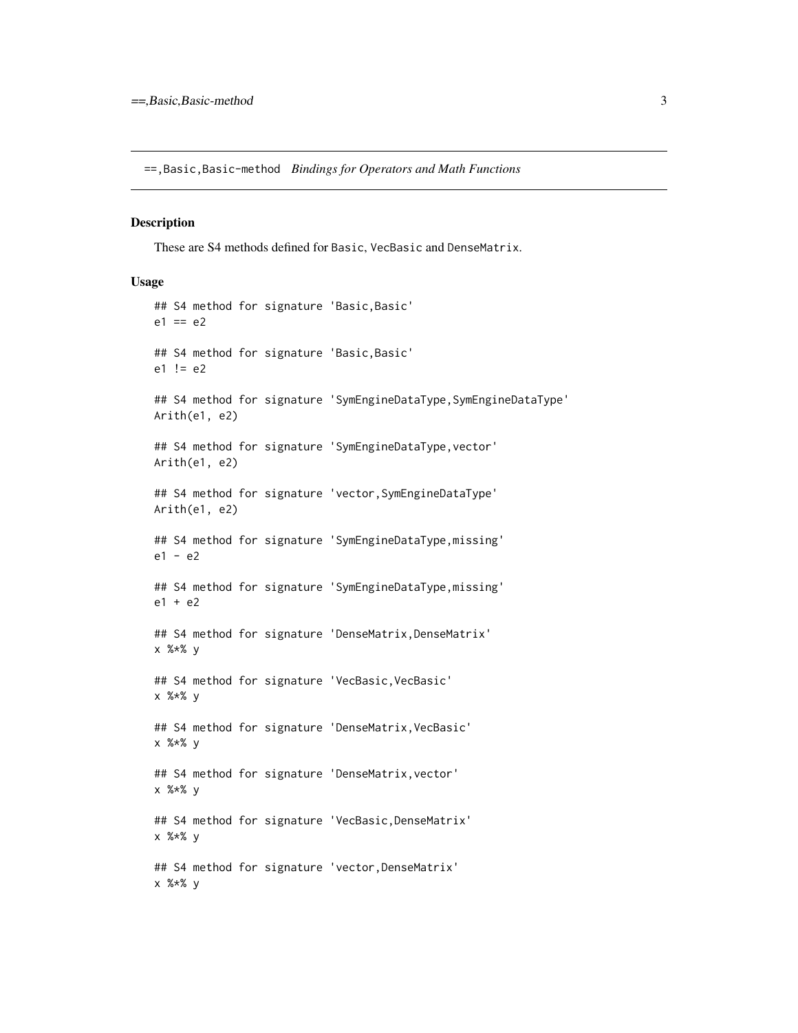# ==,Basic,Basic-method *Bindings for Operators and Math Functions*

## Description

These are S4 methods defined for Basic, VecBasic and DenseMatrix.

## Usage

```
## S4 method for signature 'Basic,Basic'
e1 == e2

## S4 method for signature 'Basic,Basic'
e1 != e2

## S4 method for signature 'SymEngineDataType,SymEngineDataType'
Arith(e1, e2)

## S4 method for signature 'SymEngineDataType,vector'
Arith(e1, e2)

## S4 method for signature 'vector,SymEngineDataType'
Arith(e1, e2)

## S4 method for signature 'SymEngineDataType,missing'
e1 - e2

## S4 method for signature 'SymEngineDataType,missing'
e1 + e2

## S4 method for signature 'DenseMatrix,DenseMatrix'
x %*% y

## S4 method for signature 'VecBasic,VecBasic'
x %*% y

## S4 method for signature 'DenseMatrix,VecBasic'
x %*% y

## S4 method for signature 'DenseMatrix,vector'
x %*% y

## S4 method for signature 'VecBasic,DenseMatrix'
x %*% y

## S4 method for signature 'vector,DenseMatrix'
x %*% y
```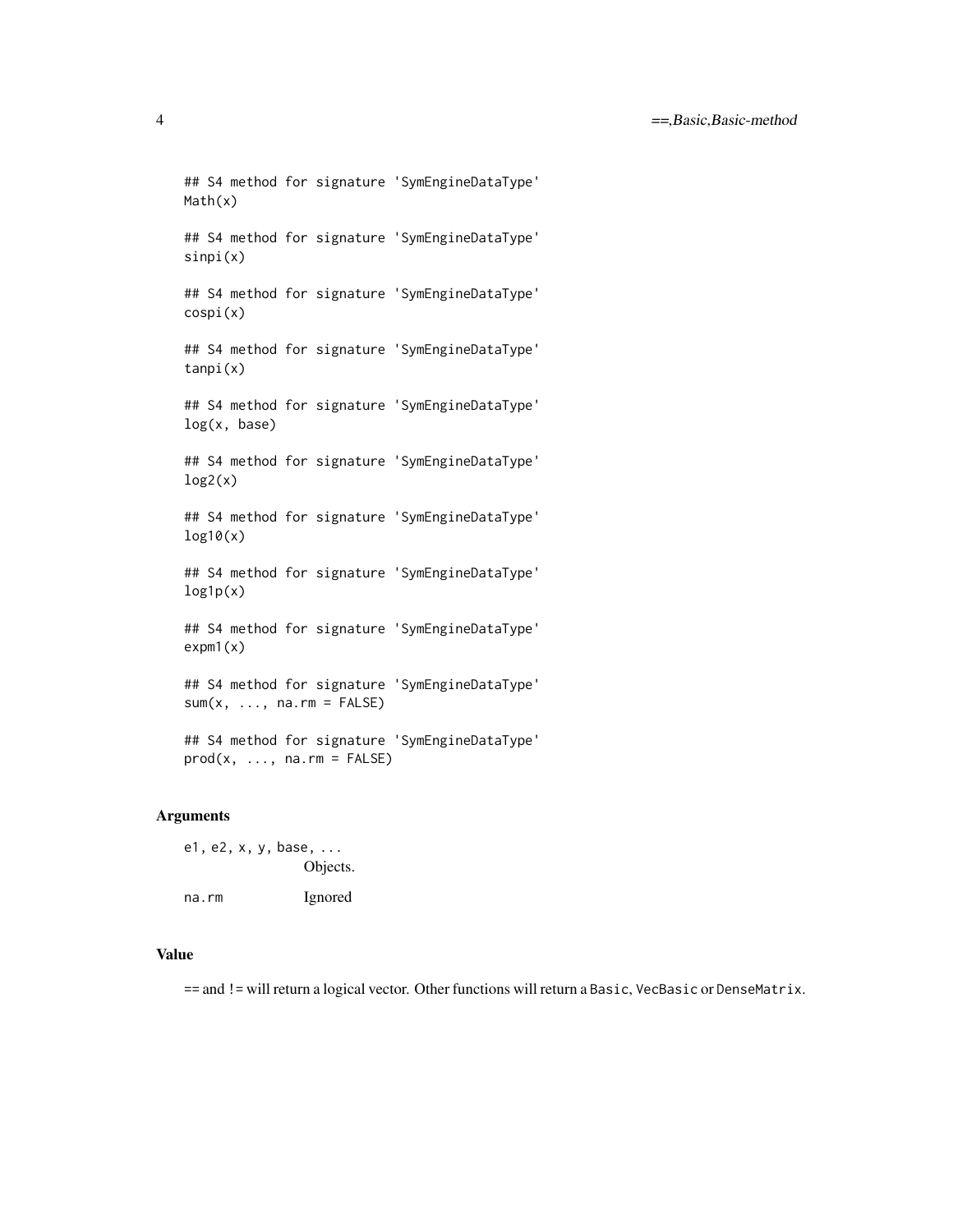```
## S4 method for signature 'SymEngineDataType'
Math(x)

## S4 method for signature 'SymEngineDataType'
sinpi(x)

## S4 method for signature 'SymEngineDataType'
cospi(x)

## S4 method for signature 'SymEngineDataType'
tanpi(x)

## S4 method for signature 'SymEngineDataType'
log(x, base)

## S4 method for signature 'SymEngineDataType'
log2(x)

## S4 method for signature 'SymEngineDataType'
log10(x)

## S4 method for signature 'SymEngineDataType'
log1p(x)

## S4 method for signature 'SymEngineDataType'
expm1(x)

## S4 method for signature 'SymEngineDataType'
sum(x, ..., na.rm = FALSE)

## S4 method for signature 'SymEngineDataType'
prod(x, ..., na.rm = FALSE)
```

## Arguments

| | |
|---|---|
| `e1, e2, x, y, base, ...` | Objects. |
| `na.rm` | Ignored |

## Value

== and != will return a logical vector. Other functions will return a `Basic`, `VecBasic` or `DenseMatrix`.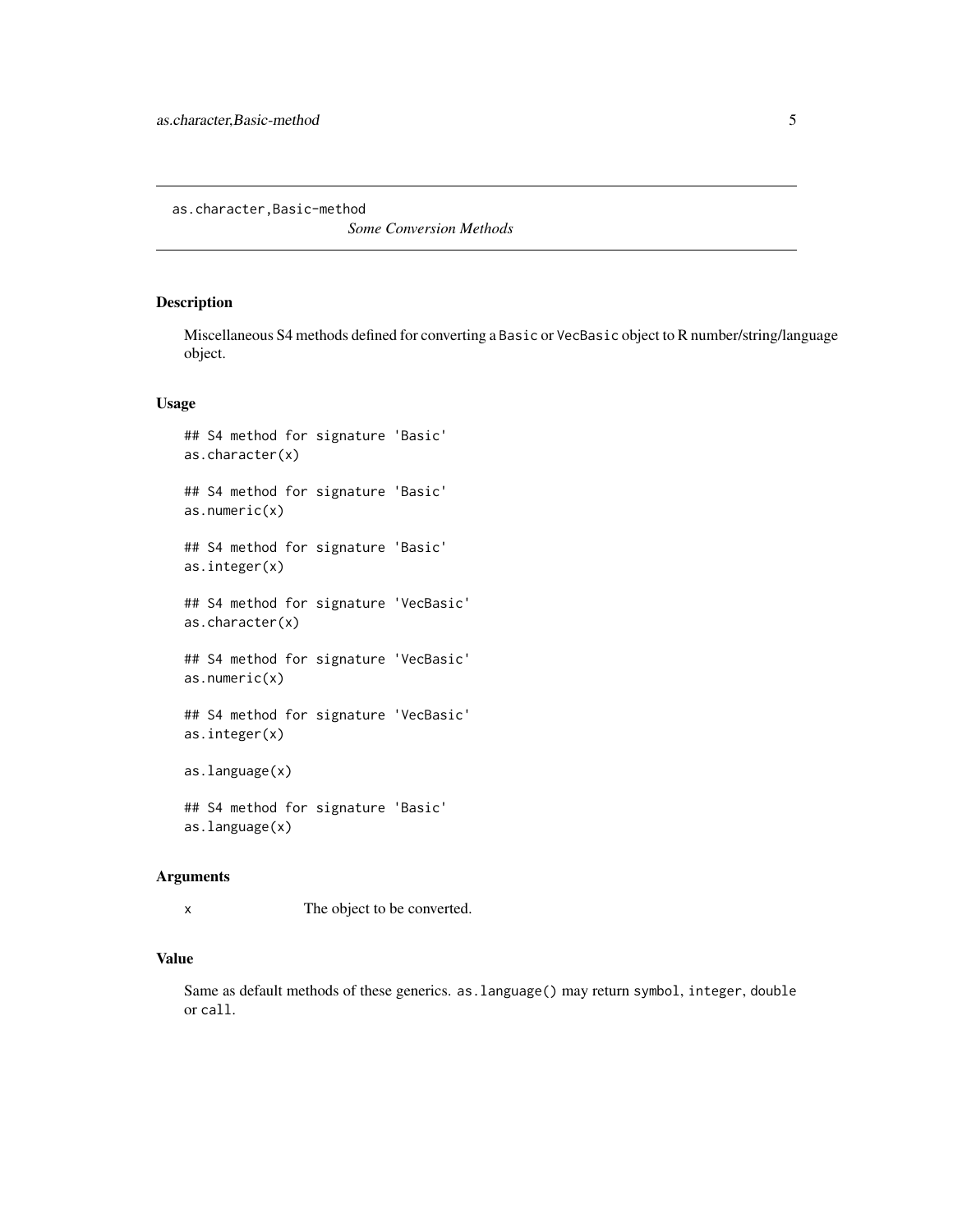# as.character,Basic-method

*Some Conversion Methods*

## Description

Miscellaneous S4 methods defined for converting a `Basic` or `VecBasic` object to R number/string/language object.

## Usage

```
## S4 method for signature 'Basic'
as.character(x)

## S4 method for signature 'Basic'
as.numeric(x)

## S4 method for signature 'Basic'
as.integer(x)

## S4 method for signature 'VecBasic'
as.character(x)

## S4 method for signature 'VecBasic'
as.numeric(x)

## S4 method for signature 'VecBasic'
as.integer(x)

as.language(x)

## S4 method for signature 'Basic'
as.language(x)
```

## Arguments

| | |
|---|---|
| x | The object to be converted. |

## Value

Same as default methods of these generics. `as.language()` may return `symbol`, `integer`, `double` or `call`.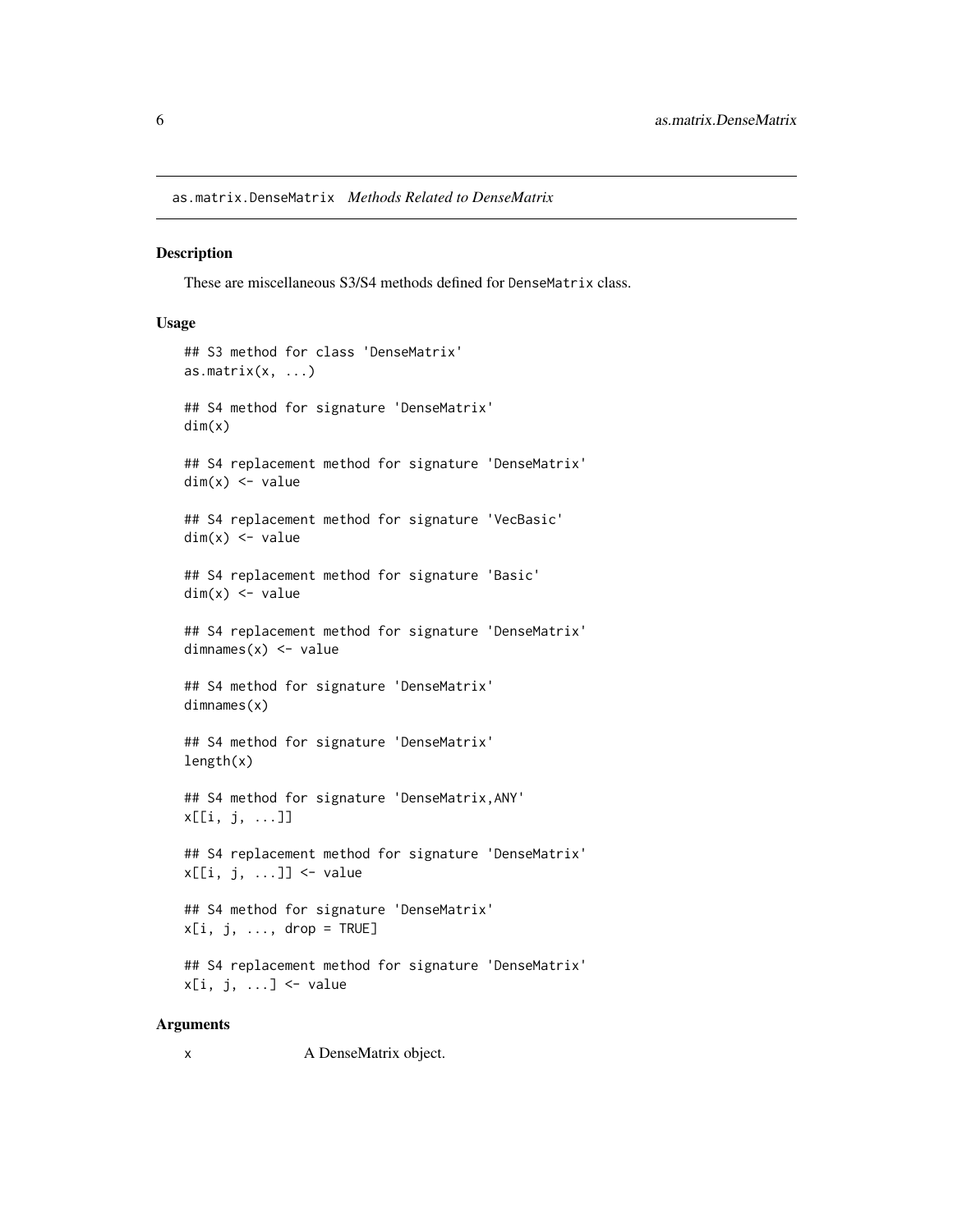## as.matrix.DenseMatrix *Methods Related to DenseMatrix*

### Description

These are miscellaneous S3/S4 methods defined for `DenseMatrix` class.

### Usage

```
## S3 method for class 'DenseMatrix'
as.matrix(x, ...)

## S4 method for signature 'DenseMatrix'
dim(x)

## S4 replacement method for signature 'DenseMatrix'
dim(x) <- value

## S4 replacement method for signature 'VecBasic'
dim(x) <- value

## S4 replacement method for signature 'Basic'
dim(x) <- value

## S4 replacement method for signature 'DenseMatrix'
dimnames(x) <- value

## S4 method for signature 'DenseMatrix'
dimnames(x)

## S4 method for signature 'DenseMatrix'
length(x)

## S4 method for signature 'DenseMatrix,ANY'
x[[i, j, ...]]

## S4 replacement method for signature 'DenseMatrix'
x[[i, j, ...]] <- value

## S4 method for signature 'DenseMatrix'
x[i, j, ..., drop = TRUE]

## S4 replacement method for signature 'DenseMatrix'
x[i, j, ...] <- value
```

### Arguments

| | |
|---|---|
| x | A DenseMatrix object. |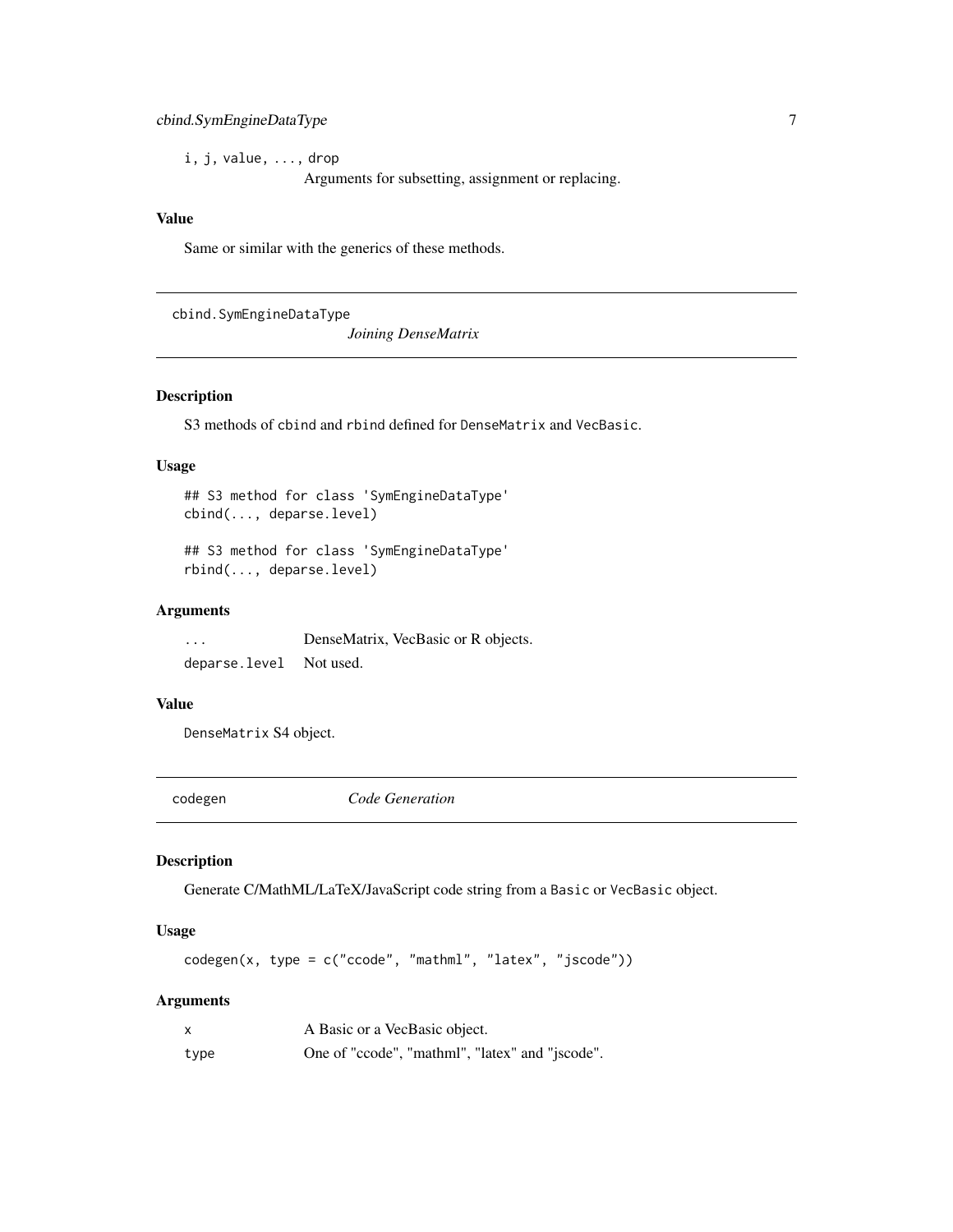i, j, value, ..., drop
: Arguments for subsetting, assignment or replacing.

### Value

Same or similar with the generics of these methods.

---

## cbind.SymEngineDataType — *Joining DenseMatrix*

### Description

S3 methods of cbind and rbind defined for DenseMatrix and VecBasic.

### Usage

```
## S3 method for class 'SymEngineDataType'
cbind(..., deparse.level)

## S3 method for class 'SymEngineDataType'
rbind(..., deparse.level)
```

### Arguments

| | |
|---|---|
| ... | DenseMatrix, VecBasic or R objects. |
| deparse.level | Not used. |

### Value

DenseMatrix S4 object.

---

## codegen — *Code Generation*

### Description

Generate C/MathML/LaTeX/JavaScript code string from a Basic or VecBasic object.

### Usage

```
codegen(x, type = c("ccode", "mathml", "latex", "jscode"))
```

### Arguments

| | |
|---|---|
| x | A Basic or a VecBasic object. |
| type | One of "ccode", "mathml", "latex" and "jscode". |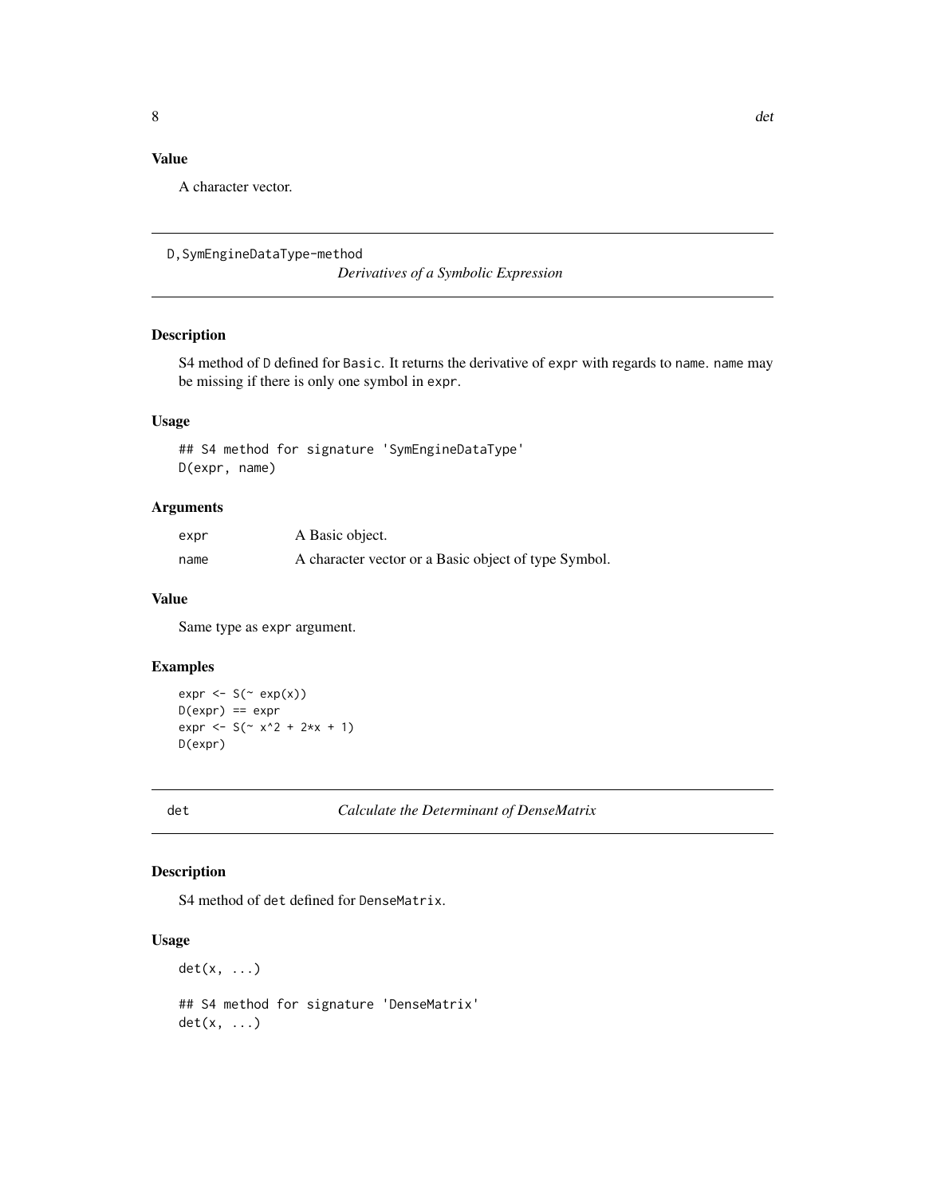### Value

A character vector.

---

## D,SymEngineDataType-method

*Derivatives of a Symbolic Expression*

---

### Description

S4 method of `D` defined for `Basic`. It returns the derivative of `expr` with regards to `name`. `name` may be missing if there is only one symbol in `expr`.

### Usage

```
## S4 method for signature 'SymEngineDataType'
D(expr, name)
```

### Arguments

| | |
|---|---|
| `expr` | A Basic object. |
| `name` | A character vector or a Basic object of type Symbol. |

### Value

Same type as `expr` argument.

### Examples

```
expr <- S(~ exp(x))
D(expr) == expr
expr <- S(~ x^2 + 2*x + 1)
D(expr)
```

---

## det

*Calculate the Determinant of DenseMatrix*

---

### Description

S4 method of `det` defined for `DenseMatrix`.

### Usage

```
det(x, ...)

## S4 method for signature 'DenseMatrix'
det(x, ...)
```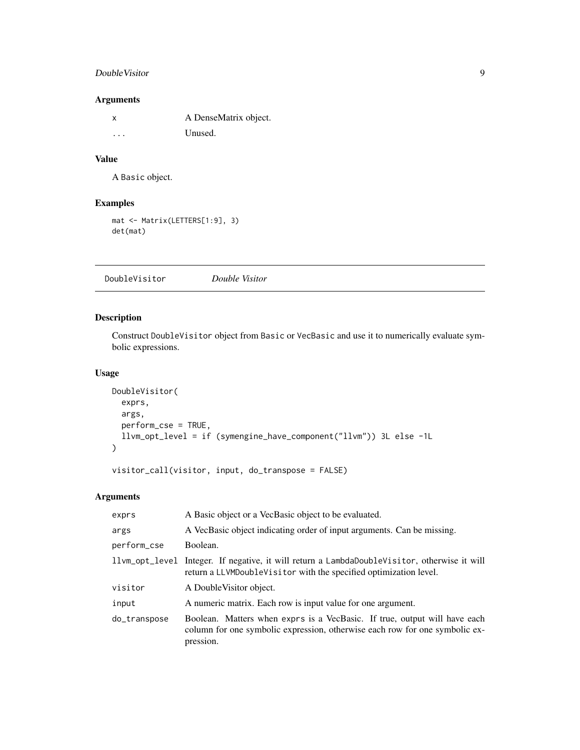## Arguments

| | |
|---|---|
| `x` | A DenseMatrix object. |
| `...` | Unused. |

## Value

A `Basic` object.

## Examples

```
mat <- Matrix(LETTERS[1:9], 3)
det(mat)
```

---

# DoubleVisitor *Double Visitor*

## Description

Construct `DoubleVisitor` object from `Basic` or `VecBasic` and use it to numerically evaluate symbolic expressions.

## Usage

```
DoubleVisitor(
  exprs,
  args,
  perform_cse = TRUE,
  llvm_opt_level = if (symengine_have_component("llvm")) 3L else -1L
)

visitor_call(visitor, input, do_transpose = FALSE)
```

## Arguments

| | |
|---|---|
| `exprs` | A Basic object or a VecBasic object to be evaluated. |
| `args` | A VecBasic object indicating order of input arguments. Can be missing. |
| `perform_cse` | Boolean. |
| `llvm_opt_level` | Integer. If negative, it will return a `LambdaDoubleVisitor`, otherwise it will return a `LLVMDoubleVisitor` with the specified optimization level. |
| `visitor` | A DoubleVisitor object. |
| `input` | A numeric matrix. Each row is input value for one argument. |
| `do_transpose` | Boolean. Matters when `exprs` is a VecBasic. If true, output will have each column for one symbolic expression, otherwise each row for one symbolic expression. |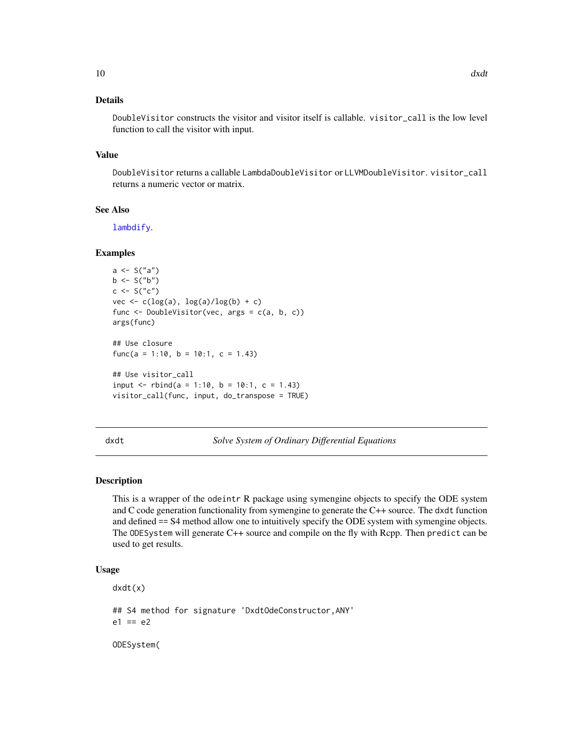## Details

DoubleVisitor constructs the visitor and visitor itself is callable. visitor_call is the low level function to call the visitor with input.

## Value

DoubleVisitor returns a callable LambdaDoubleVisitor or LLVMDoubleVisitor. visitor_call returns a numeric vector or matrix.

## See Also

lambdify.

## Examples

```
a <- S("a")
b <- S("b")
c <- S("c")
vec <- c(log(a), log(a)/log(b) + c)
func <- DoubleVisitor(vec, args = c(a, b, c))
args(func)

## Use closure
func(a = 1:10, b = 10:1, c = 1.43)

## Use visitor_call
input <- rbind(a = 1:10, b = 10:1, c = 1.43)
visitor_call(func, input, do_transpose = TRUE)
```

---

# dxdt — *Solve System of Ordinary Differential Equations*

## Description

This is a wrapper of the odeintr R package using symengine objects to specify the ODE system and C code generation functionality from symengine to generate the C++ source. The dxdt function and defined == S4 method allow one to intuitively specify the ODE system with symengine objects. The ODESystem will generate C++ source and compile on the fly with Rcpp. Then predict can be used to get results.

## Usage

```
dxdt(x)

## S4 method for signature 'DxdtOdeConstructor,ANY'
e1 == e2

ODESystem(
```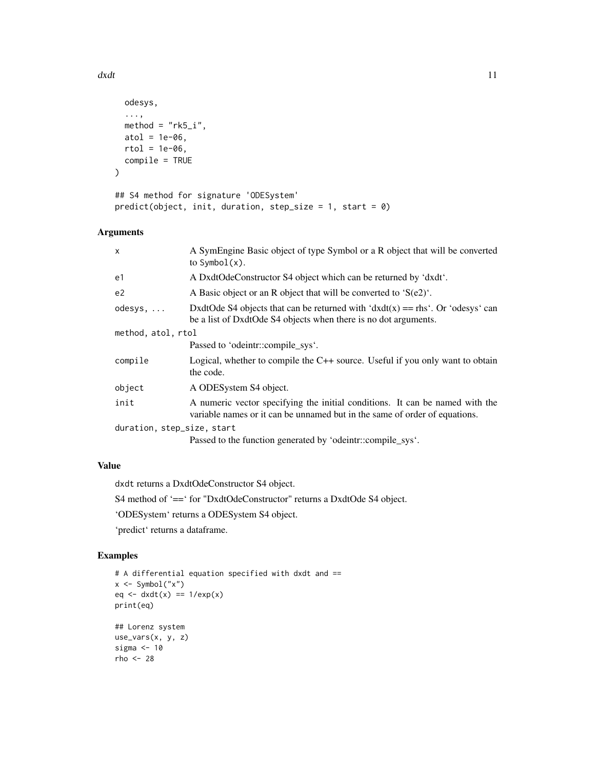```
  odesys,
  ...,
  method = "rk5_i",
  atol = 1e-06,
  rtol = 1e-06,
  compile = TRUE
)

## S4 method for signature 'ODESystem'
predict(object, init, duration, step_size = 1, start = 0)
```

### Arguments

| | |
|---|---|
| x | A SymEngine Basic object of type Symbol or a R object that will be converted to `Symbol(x)`. |
| e1 | A DxdtOdeConstructor S4 object which can be returned by 'dxdt'. |
| e2 | A Basic object or an R object that will be converted to 'S(e2)'. |
| odesys, ... | DxdtOde S4 objects that can be returned with 'dxdt(x) == rhs'. Or 'odesys' can be a list of DxdtOde S4 objects when there is no dot arguments. |
| method, atol, rtol | Passed to 'odeintr::compile_sys'. |
| compile | Logical, whether to compile the C++ source. Useful if you only want to obtain the code. |
| object | A ODESystem S4 object. |
| init | A numeric vector specifying the initial conditions. It can be named with the variable names or it can be unnamed but in the same of order of equations. |
| duration, step_size, start | Passed to the function generated by 'odeintr::compile_sys'. |

### Value

`dxdt` returns a DxdtOdeConstructor S4 object.

S4 method of '==' for "DxdtOdeConstructor" returns a DxdtOde S4 object.

'ODESystem' returns a ODESystem S4 object.

'predict' returns a dataframe.

### Examples

```
# A differential equation specified with dxdt and ==
x <- Symbol("x")
eq <- dxdt(x) == 1/exp(x)
print(eq)

## Lorenz system
use_vars(x, y, z)
sigma <- 10
rho <- 28
```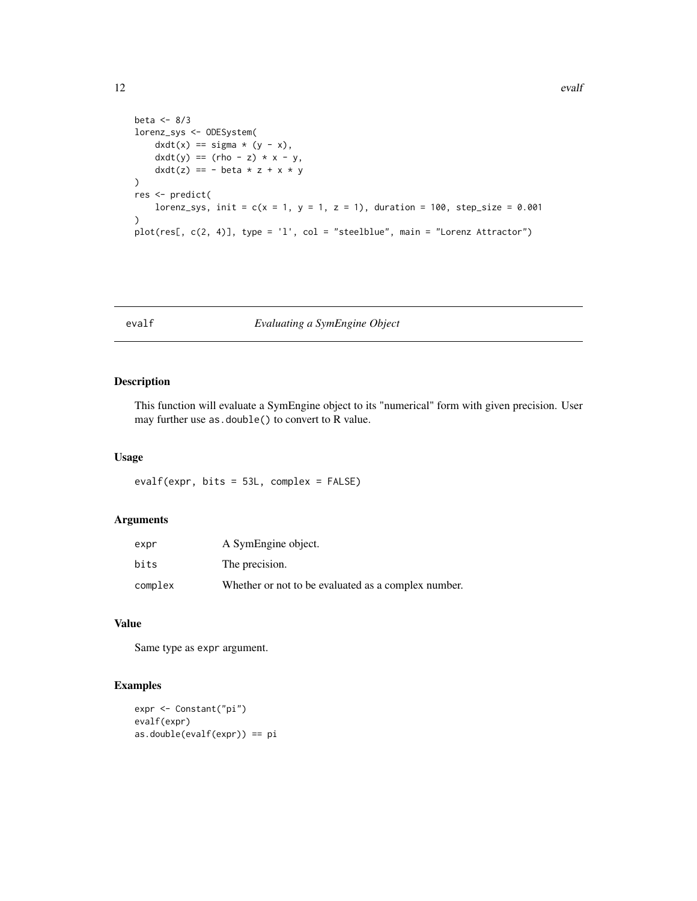```
beta <- 8/3
lorenz_sys <- ODESystem(
    dxdt(x) == sigma * (y - x),
    dxdt(y) == (rho - z) * x - y,
    dxdt(z) == - beta * z + x * y
)
res <- predict(
    lorenz_sys, init = c(x = 1, y = 1, z = 1), duration = 100, step_size = 0.001
)
plot(res[, c(2, 4)], type = 'l', col = "steelblue", main = "Lorenz Attractor")
```

## evalf — *Evaluating a SymEngine Object*

### Description

This function will evaluate a SymEngine object to its "numerical" form with given precision. User may further use `as.double()` to convert to R value.

### Usage

```
evalf(expr, bits = 53L, complex = FALSE)
```

### Arguments

| | |
|---|---|
| `expr` | A SymEngine object. |
| `bits` | The precision. |
| `complex` | Whether or not to be evaluated as a complex number. |

### Value

Same type as `expr` argument.

### Examples

```
expr <- Constant("pi")
evalf(expr)
as.double(evalf(expr)) == pi
```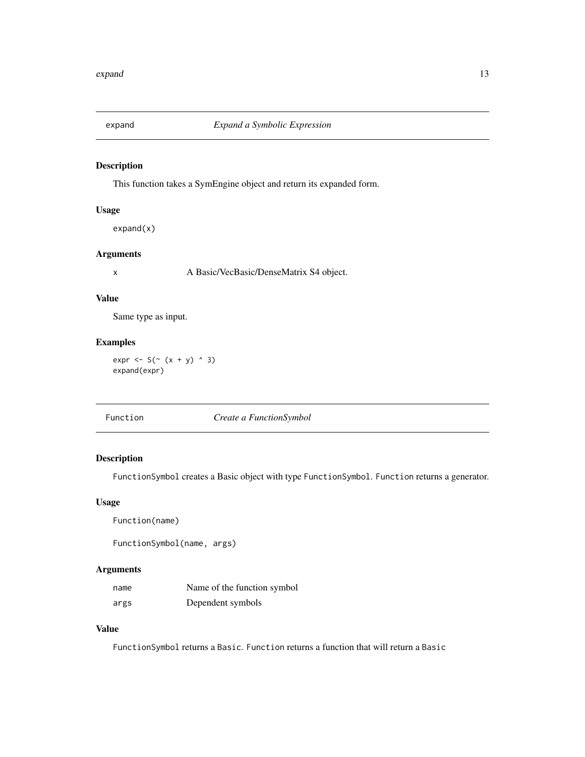## expand — *Expand a Symbolic Expression*

### Description

This function takes a SymEngine object and return its expanded form.

### Usage

```
expand(x)
```

### Arguments

| | |
|---|---|
| x | A Basic/VecBasic/DenseMatrix S4 object. |

### Value

Same type as input.

### Examples

```
expr <- S(~ (x + y) ^ 3)
expand(expr)
```

## Function — *Create a FunctionSymbol*

### Description

`FunctionSymbol` creates a Basic object with type `FunctionSymbol`. `Function` returns a generator.

### Usage

```
Function(name)

FunctionSymbol(name, args)
```

### Arguments

| | |
|---|---|
| name | Name of the function symbol |
| args | Dependent symbols |

### Value

`FunctionSymbol` returns a `Basic`. `Function` returns a function that will return a `Basic`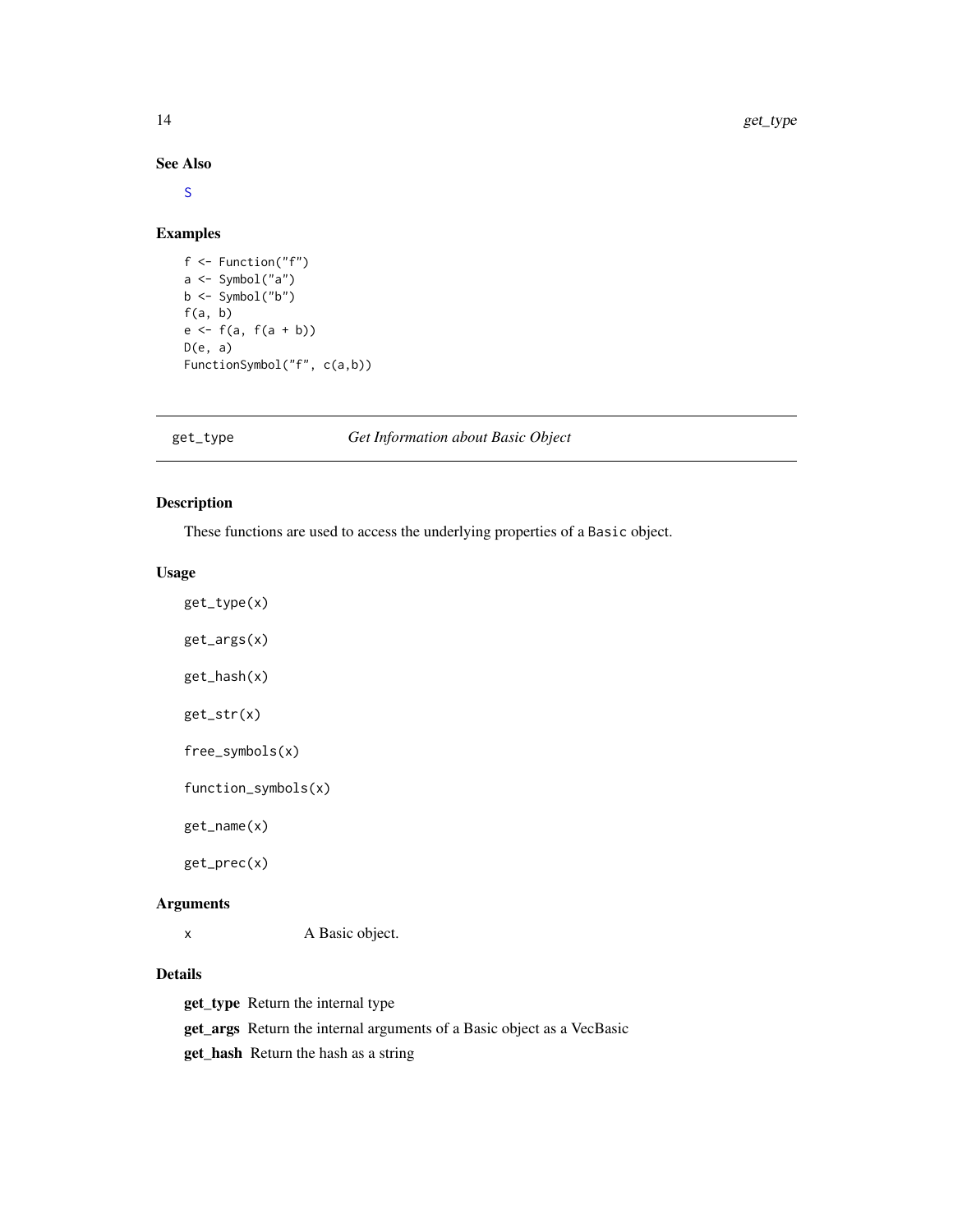## See Also

S

## Examples

```
f <- Function("f")
a <- Symbol("a")
b <- Symbol("b")
f(a, b)
e <- f(a, f(a + b))
D(e, a)
FunctionSymbol("f", c(a,b))
```

---

# get_type *Get Information about Basic Object*

## Description

These functions are used to access the underlying properties of a `Basic` object.

## Usage

```
get_type(x)

get_args(x)

get_hash(x)

get_str(x)

free_symbols(x)

function_symbols(x)

get_name(x)

get_prec(x)
```

## Arguments

| | |
|---|---|
| x | A Basic object. |

## Details

**get_type** Return the internal type

**get_args** Return the internal arguments of a Basic object as a VecBasic

**get_hash** Return the hash as a string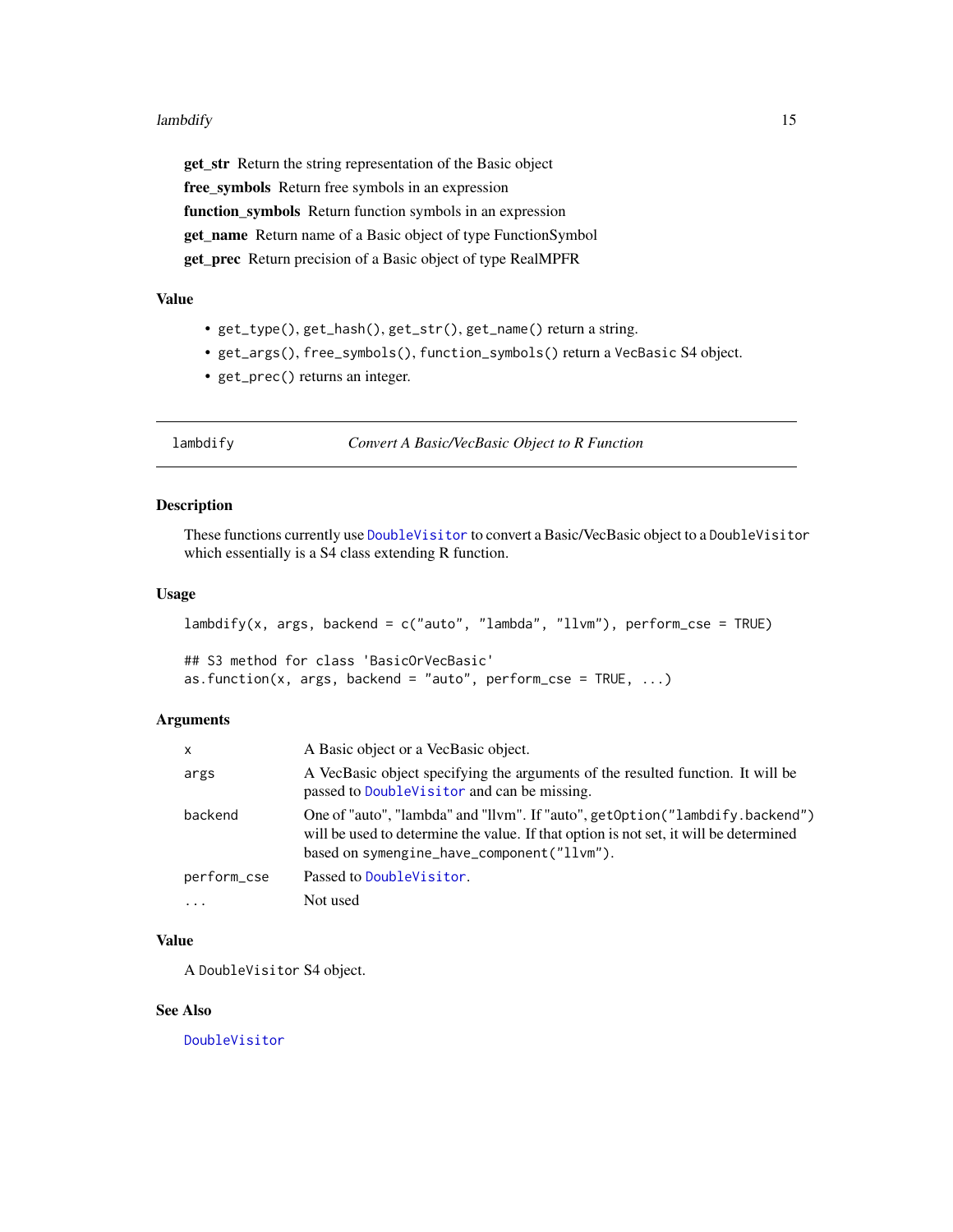**get_str** Return the string representation of the Basic object

**free_symbols** Return free symbols in an expression

**function_symbols** Return function symbols in an expression

**get_name** Return name of a Basic object of type FunctionSymbol

**get_prec** Return precision of a Basic object of type RealMPFR

### Value

- `get_type()`, `get_hash()`, `get_str()`, `get_name()` return a string.
- `get_args()`, `free_symbols()`, `function_symbols()` return a `VecBasic` S4 object.
- `get_prec()` returns an integer.

---

## lambdify — *Convert A Basic/VecBasic Object to R Function*

### Description

These functions currently use `DoubleVisitor` to convert a Basic/VecBasic object to a `DoubleVisitor` which essentially is a S4 class extending R function.

### Usage

```
lambdify(x, args, backend = c("auto", "lambda", "llvm"), perform_cse = TRUE)

## S3 method for class 'BasicOrVecBasic'
as.function(x, args, backend = "auto", perform_cse = TRUE, ...)
```

### Arguments

| | |
|---|---|
| `x` | A Basic object or a VecBasic object. |
| `args` | A VecBasic object specifying the arguments of the resulted function. It will be passed to `DoubleVisitor` and can be missing. |
| `backend` | One of "auto", "lambda" and "llvm". If "auto", `getOption("lambdify.backend")` will be used to determine the value. If that option is not set, it will be determined based on `symengine_have_component("llvm")`. |
| `perform_cse` | Passed to `DoubleVisitor`. |
| `...` | Not used |

### Value

A `DoubleVisitor` S4 object.

### See Also

`DoubleVisitor`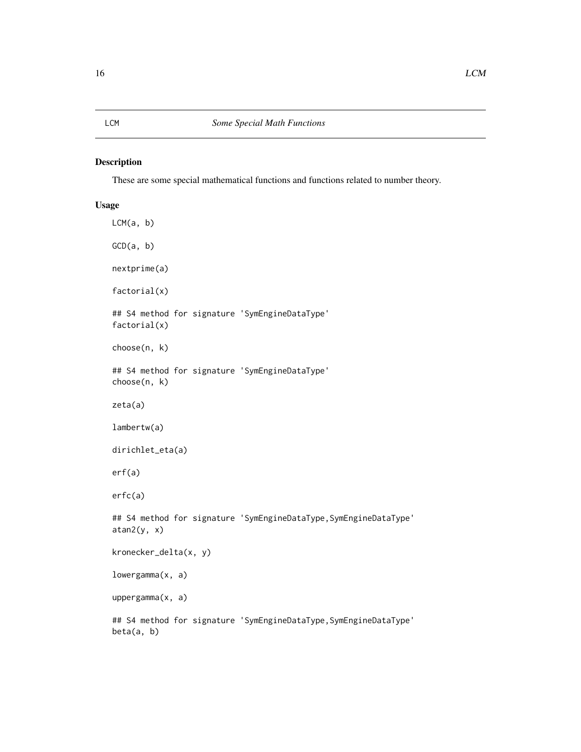# LCM — *Some Special Math Functions*

## Description

These are some special mathematical functions and functions related to number theory.

## Usage

```
LCM(a, b)

GCD(a, b)

nextprime(a)

factorial(x)

## S4 method for signature 'SymEngineDataType'
factorial(x)

choose(n, k)

## S4 method for signature 'SymEngineDataType'
choose(n, k)

zeta(a)

lambertw(a)

dirichlet_eta(a)

erf(a)

erfc(a)

## S4 method for signature 'SymEngineDataType,SymEngineDataType'
atan2(y, x)

kronecker_delta(x, y)

lowergamma(x, a)

uppergamma(x, a)

## S4 method for signature 'SymEngineDataType,SymEngineDataType'
beta(a, b)
```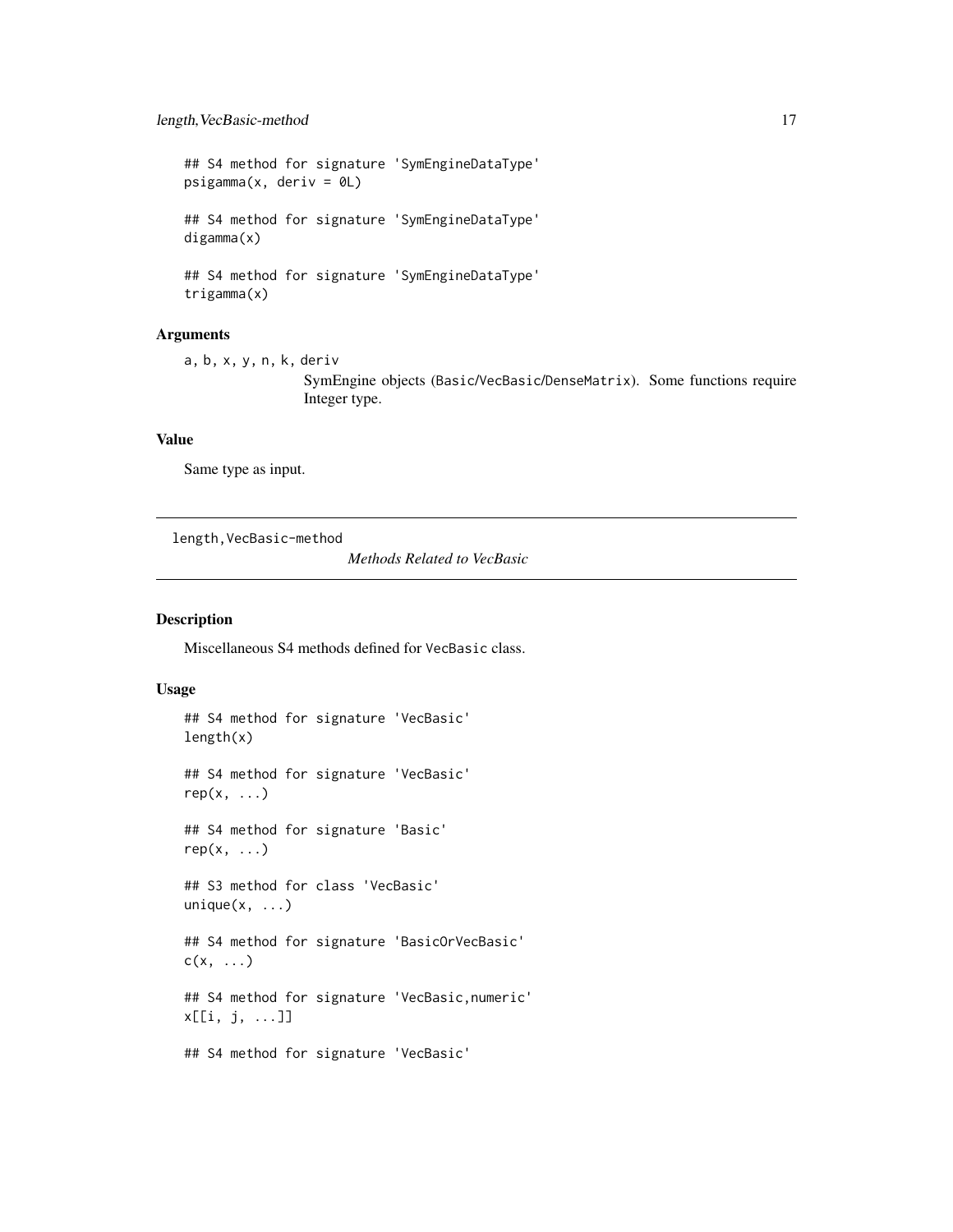```
## S4 method for signature 'SymEngineDataType'
psigamma(x, deriv = 0L)

## S4 method for signature 'SymEngineDataType'
digamma(x)

## S4 method for signature 'SymEngineDataType'
trigamma(x)
```

## Arguments

a, b, x, y, n, k, deriv
: SymEngine objects (Basic/VecBasic/DenseMatrix). Some functions require Integer type.

## Value

Same type as input.

---

# length,VecBasic-method — *Methods Related to VecBasic*

## Description

Miscellaneous S4 methods defined for VecBasic class.

## Usage

```
## S4 method for signature 'VecBasic'
length(x)

## S4 method for signature 'VecBasic'
rep(x, ...)

## S4 method for signature 'Basic'
rep(x, ...)

## S3 method for class 'VecBasic'
unique(x, ...)

## S4 method for signature 'BasicOrVecBasic'
c(x, ...)

## S4 method for signature 'VecBasic,numeric'
x[[i, j, ...]]

## S4 method for signature 'VecBasic'
```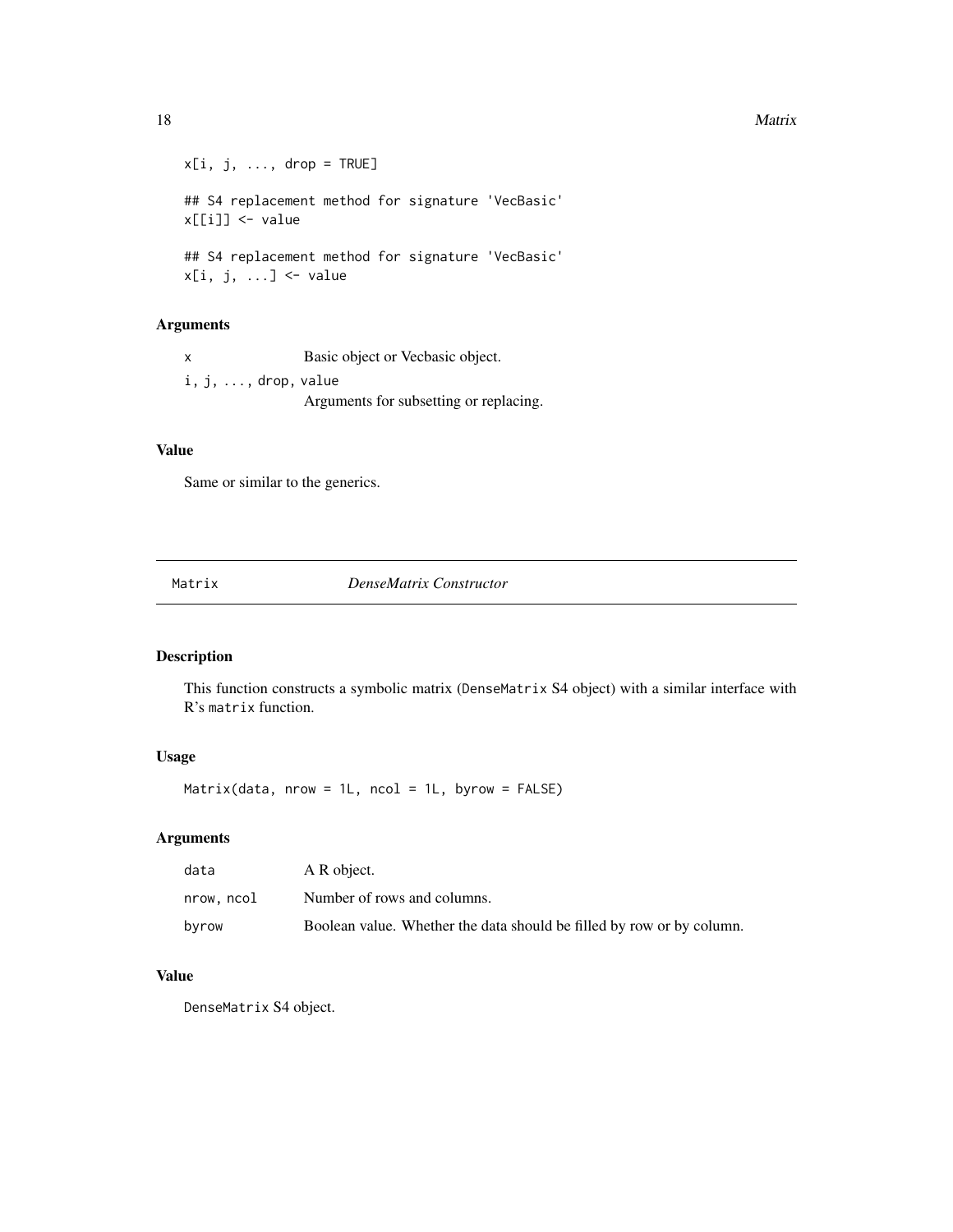```
x[i, j, ..., drop = TRUE]

## S4 replacement method for signature 'VecBasic'
x[[i]] <- value

## S4 replacement method for signature 'VecBasic'
x[i, j, ...] <- value
```

### Arguments

| | |
|---|---|
| x | Basic object or Vecbasic object. |
| i, j, ..., drop, value | Arguments for subsetting or replacing. |

### Value

Same or similar to the generics.

---

## Matrix — *DenseMatrix Constructor*

---

### Description

This function constructs a symbolic matrix (`DenseMatrix` S4 object) with a similar interface with R's `matrix` function.

### Usage

```
Matrix(data, nrow = 1L, ncol = 1L, byrow = FALSE)
```

### Arguments

| | |
|---|---|
| data | A R object. |
| nrow, ncol | Number of rows and columns. |
| byrow | Boolean value. Whether the data should be filled by row or by column. |

### Value

`DenseMatrix` S4 object.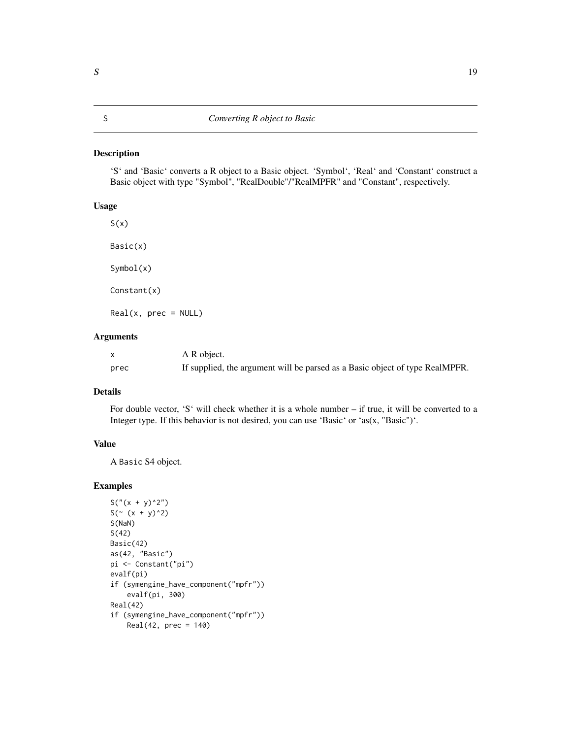## S — *Converting R object to Basic*

### Description

'S' and 'Basic' converts a R object to a Basic object. 'Symbol', 'Real' and 'Constant' construct a Basic object with type "Symbol", "RealDouble"/"RealMPFR" and "Constant", respectively.

### Usage

```
S(x)

Basic(x)

Symbol(x)

Constant(x)

Real(x, prec = NULL)
```

### Arguments

| | |
|---|---|
| x | A R object. |
| prec | If supplied, the argument will be parsed as a Basic object of type RealMPFR. |

### Details

For double vector, 'S' will check whether it is a whole number – if true, it will be converted to a Integer type. If this behavior is not desired, you can use 'Basic' or 'as(x, "Basic")'.

### Value

A Basic S4 object.

### Examples

```
S("(x + y)^2")
S(~ (x + y)^2)
S(NaN)
S(42)
Basic(42)
as(42, "Basic")
pi <- Constant("pi")
evalf(pi)
if (symengine_have_component("mpfr"))
    evalf(pi, 300)
Real(42)
if (symengine_have_component("mpfr"))
    Real(42, prec = 140)
```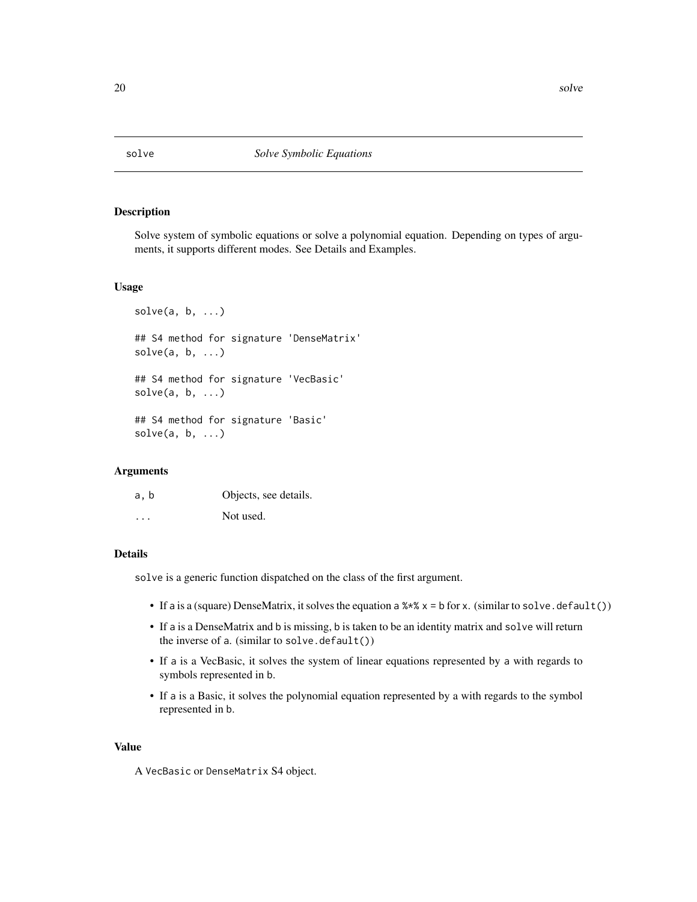# solve — *Solve Symbolic Equations*

## Description

Solve system of symbolic equations or solve a polynomial equation. Depending on types of arguments, it supports different modes. See Details and Examples.

## Usage

```
solve(a, b, ...)

## S4 method for signature 'DenseMatrix'
solve(a, b, ...)

## S4 method for signature 'VecBasic'
solve(a, b, ...)

## S4 method for signature 'Basic'
solve(a, b, ...)
```

## Arguments

| | |
|---|---|
| a, b | Objects, see details. |
| ... | Not used. |

## Details

`solve` is a generic function dispatched on the class of the first argument.

- If `a` is a (square) DenseMatrix, it solves the equation `a %*% x = b` for `x`. (similar to `solve.default()`)
- If `a` is a DenseMatrix and `b` is missing, `b` is taken to be an identity matrix and `solve` will return the inverse of `a`. (similar to `solve.default()`)
- If `a` is a VecBasic, it solves the system of linear equations represented by `a` with regards to symbols represented in `b`.
- If `a` is a Basic, it solves the polynomial equation represented by `a` with regards to the symbol represented in `b`.

## Value

A `VecBasic` or `DenseMatrix` S4 object.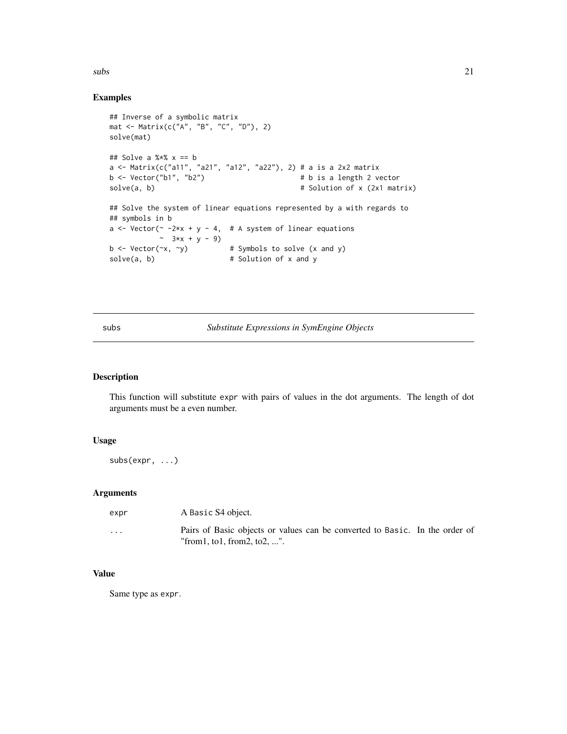## Examples

```
## Inverse of a symbolic matrix
mat <- Matrix(c("A", "B", "C", "D"), 2)
solve(mat)

## Solve a %*% x == b
a <- Matrix(c("a11", "a21", "a12", "a22"), 2) # a is a 2x2 matrix
b <- Vector("b1", "b2")                        # b is a length 2 vector
solve(a, b)                                    # Solution of x (2x1 matrix)

## Solve the system of linear equations represented by a with regards to
## symbols in b
a <- Vector(~ -2*x + y - 4,  # A system of linear equations
            ~  3*x + y - 9)
b <- Vector(~x, ~y)          # Symbols to solve (x and y)
solve(a, b)                  # Solution of x and y
```

---

# subs — *Substitute Expressions in SymEngine Objects*

---

## Description

This function will substitute `expr` with pairs of values in the dot arguments. The length of dot arguments must be a even number.

## Usage

```
subs(expr, ...)
```

## Arguments

| | |
|---|---|
| `expr` | A `Basic` S4 object. |
| `...` | Pairs of Basic objects or values can be converted to `Basic`. In the order of "from1, to1, from2, to2, ...". |

## Value

Same type as `expr`.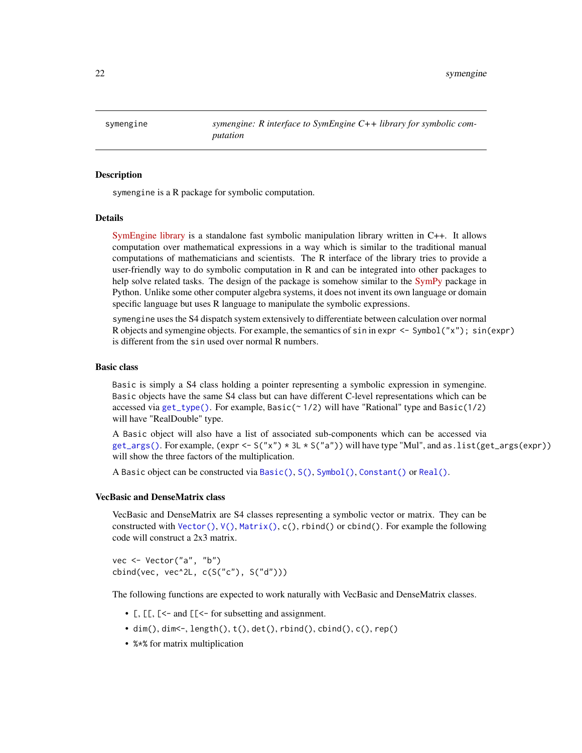## symengine — *symengine: R interface to SymEngine C++ library for symbolic computation*

### Description

`symengine` is a R package for symbolic computation.

### Details

SymEngine library is a standalone fast symbolic manipulation library written in C++. It allows computation over mathematical expressions in a way which is similar to the traditional manual computations of mathematicians and scientists. The R interface of the library tries to provide a user-friendly way to do symbolic computation in R and can be integrated into other packages to help solve related tasks. The design of the package is somehow similar to the SymPy package in Python. Unlike some other computer algebra systems, it does not invent its own language or domain specific language but uses R language to manipulate the symbolic expressions.

`symengine` uses the S4 dispatch system extensively to differentiate between calculation over normal R objects and symengine objects. For example, the semantics of `sin` in `expr <- Symbol("x"); sin(expr)` is different from the `sin` used over normal R numbers.

### Basic class

`Basic` is simply a S4 class holding a pointer representing a symbolic expression in symengine. `Basic` objects have the same S4 class but can have different C-level representations which can be accessed via `get_type()`. For example, `Basic(~ 1/2)` will have "Rational" type and `Basic(1/2)` will have "RealDouble" type.

A `Basic` object will also have a list of associated sub-components which can be accessed via `get_args()`. For example, `(expr <- S("x") * 3L * S("a"))` will have type "Mul", and `as.list(get_args(expr))` will show the three factors of the multiplication.

A `Basic` object can be constructed via `Basic()`, `S()`, `Symbol()`, `Constant()` or `Real()`.

### VecBasic and DenseMatrix class

VecBasic and DenseMatrix are S4 classes representing a symbolic vector or matrix. They can be constructed with `Vector()`, `V()`, `Matrix()`, `c()`, `rbind()` or `cbind()`. For example the following code will construct a 2x3 matrix.

```
vec <- Vector("a", "b")
cbind(vec, vec^2L, c(S("c"), S("d")))
```

The following functions are expected to work naturally with VecBasic and DenseMatrix classes.

- `[`, `[[`, `[<-` and `[[<-` for subsetting and assignment.
- `dim()`, `dim<-`, `length()`, `t()`, `det()`, `rbind()`, `cbind()`, `c()`, `rep()`
- `%*%` for matrix multiplication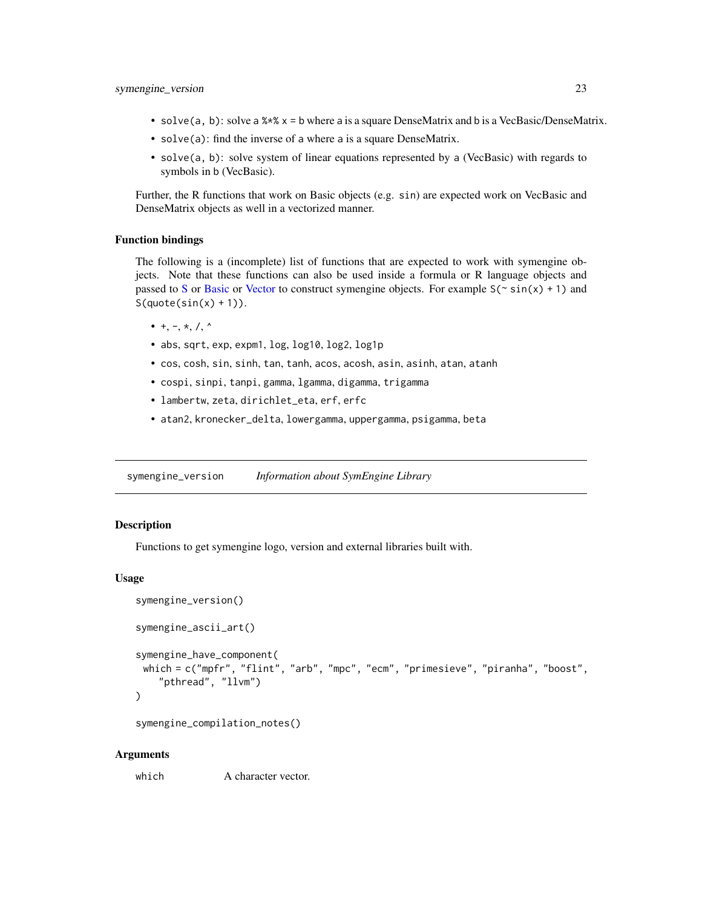- `solve(a, b)`: solve `a %*% x = b` where `a` is a square DenseMatrix and `b` is a VecBasic/DenseMatrix.
- `solve(a)`: find the inverse of `a` where `a` is a square DenseMatrix.
- `solve(a, b)`: solve system of linear equations represented by `a` (VecBasic) with regards to symbols in `b` (VecBasic).

Further, the R functions that work on Basic objects (e.g. `sin`) are expected work on VecBasic and DenseMatrix objects as well in a vectorized manner.

### Function bindings

The following is a (incomplete) list of functions that are expected to work with symengine objects. Note that these functions can also be used inside a formula or R language objects and passed to S or Basic or Vector to construct symengine objects. For example `S(~ sin(x) + 1)` and `S(quote(sin(x) + 1))`.

- `+`, `-`, `*`, `/`, `^`
- `abs`, `sqrt`, `exp`, `expm1`, `log`, `log10`, `log2`, `log1p`
- `cos`, `cosh`, `sin`, `sinh`, `tan`, `tanh`, `acos`, `acosh`, `asin`, `asinh`, `atan`, `atanh`
- `cospi`, `sinpi`, `tanpi`, `gamma`, `lgamma`, `digamma`, `trigamma`
- `lambertw`, `zeta`, `dirichlet_eta`, `erf`, `erfc`
- `atan2`, `kronecker_delta`, `lowergamma`, `uppergamma`, `psigamma`, `beta`

---

## symengine_version *Information about SymEngine Library*

### Description

Functions to get symengine logo, version and external libraries built with.

### Usage

```
symengine_version()

symengine_ascii_art()

symengine_have_component(
  which = c("mpfr", "flint", "arb", "mpc", "ecm", "primesieve", "piranha", "boost",
    "pthread", "llvm")
)

symengine_compilation_notes()
```

### Arguments

| | |
|---|---|
| `which` | A character vector. |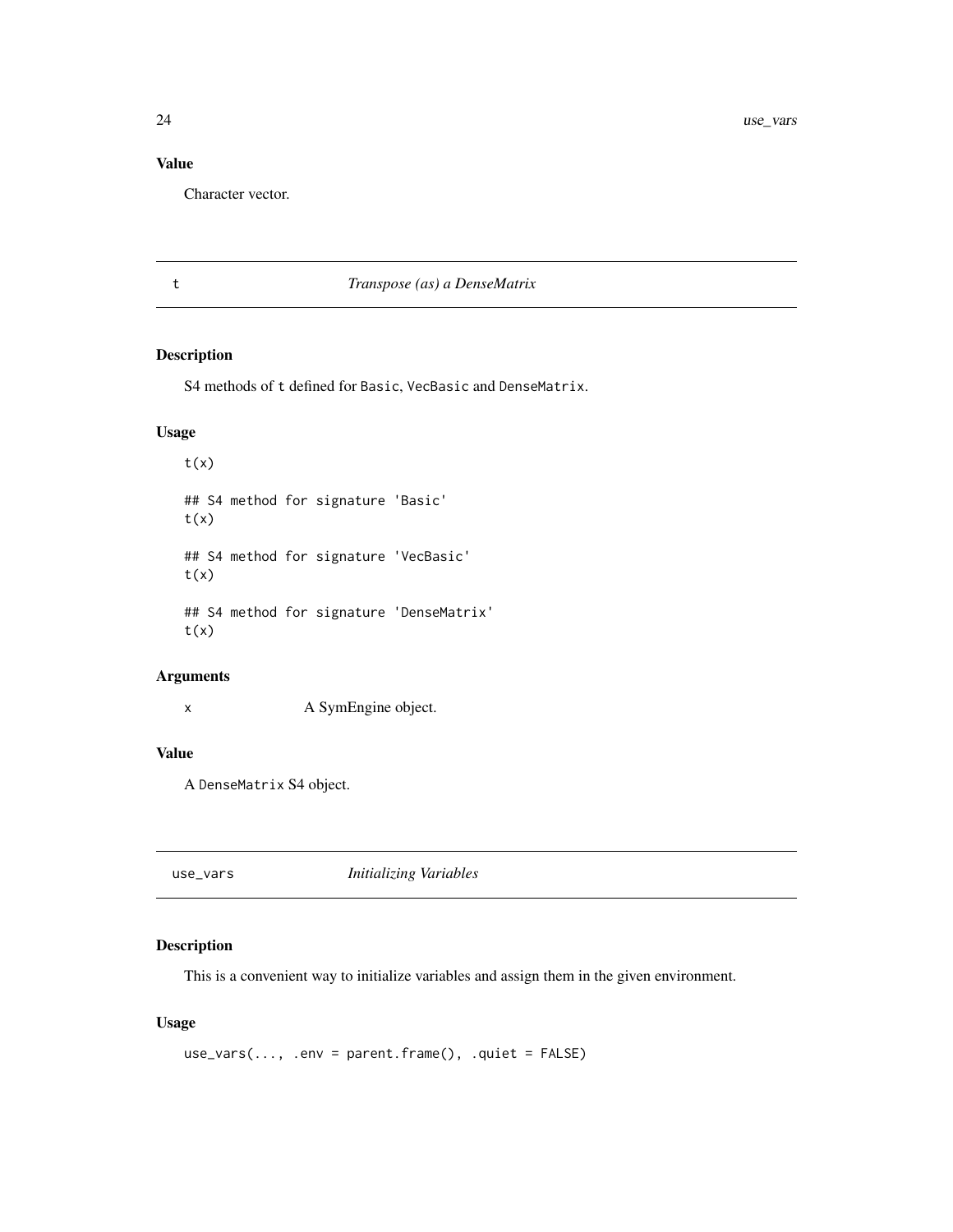### Value

Character vector.

## t — *Transpose (as) a DenseMatrix*

### Description

S4 methods of `t` defined for `Basic`, `VecBasic` and `DenseMatrix`.

### Usage

```
t(x)

## S4 method for signature 'Basic'
t(x)

## S4 method for signature 'VecBasic'
t(x)

## S4 method for signature 'DenseMatrix'
t(x)
```

### Arguments

| | |
|---|---|
| `x` | A SymEngine object. |

### Value

A `DenseMatrix` S4 object.

## use_vars — *Initializing Variables*

### Description

This is a convenient way to initialize variables and assign them in the given environment.

### Usage

```
use_vars(..., .env = parent.frame(), .quiet = FALSE)
```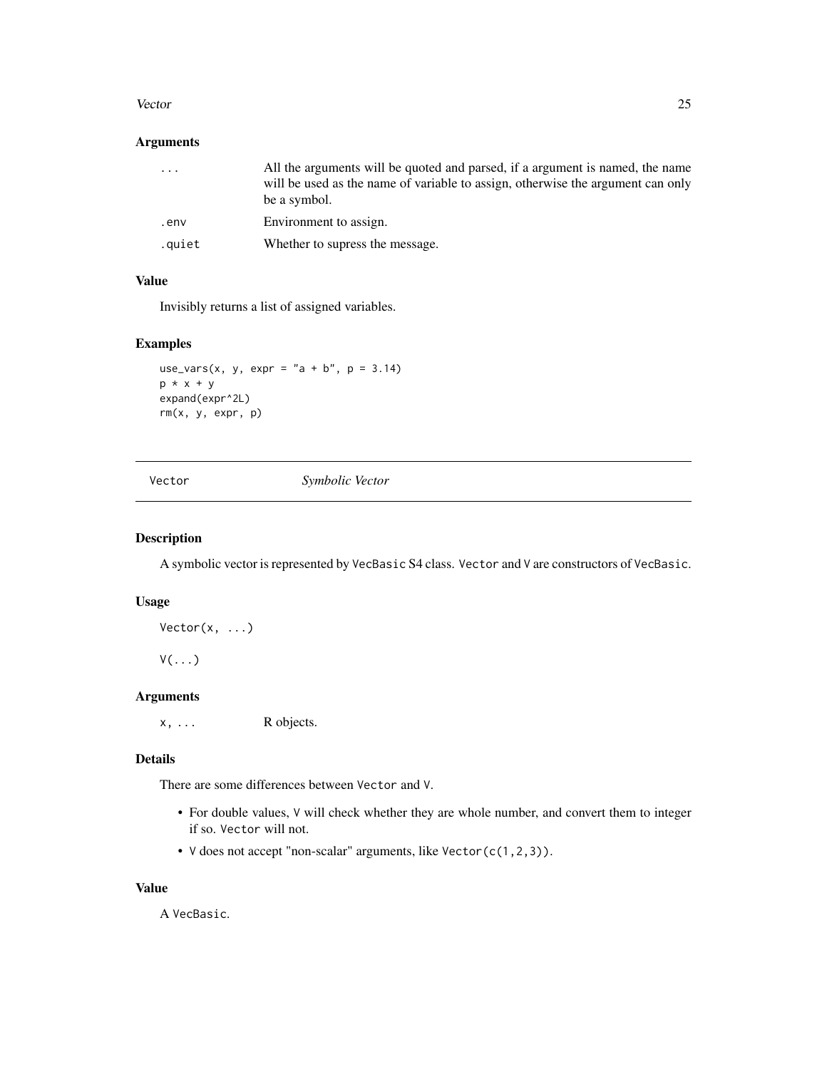### Arguments

| | |
|---|---|
| `...` | All the arguments will be quoted and parsed, if a argument is named, the name will be used as the name of variable to assign, otherwise the argument can only be a symbol. |
| `.env` | Environment to assign. |
| `.quiet` | Whether to supress the message. |

### Value

Invisibly returns a list of assigned variables.

### Examples

```
use_vars(x, y, expr = "a + b", p = 3.14)
p * x + y
expand(expr^2L)
rm(x, y, expr, p)
```

---

## Vector — *Symbolic Vector*

---

### Description

A symbolic vector is represented by `VecBasic` S4 class. `Vector` and `V` are constructors of `VecBasic`.

### Usage

```
Vector(x, ...)

V(...)
```

### Arguments

| | |
|---|---|
| `x, ...` | R objects. |

### Details

There are some differences between `Vector` and `V`.

- For double values, `V` will check whether they are whole number, and convert them to integer if so. `Vector` will not.
- `V` does not accept "non-scalar" arguments, like `Vector(c(1,2,3))`.

### Value

A `VecBasic`.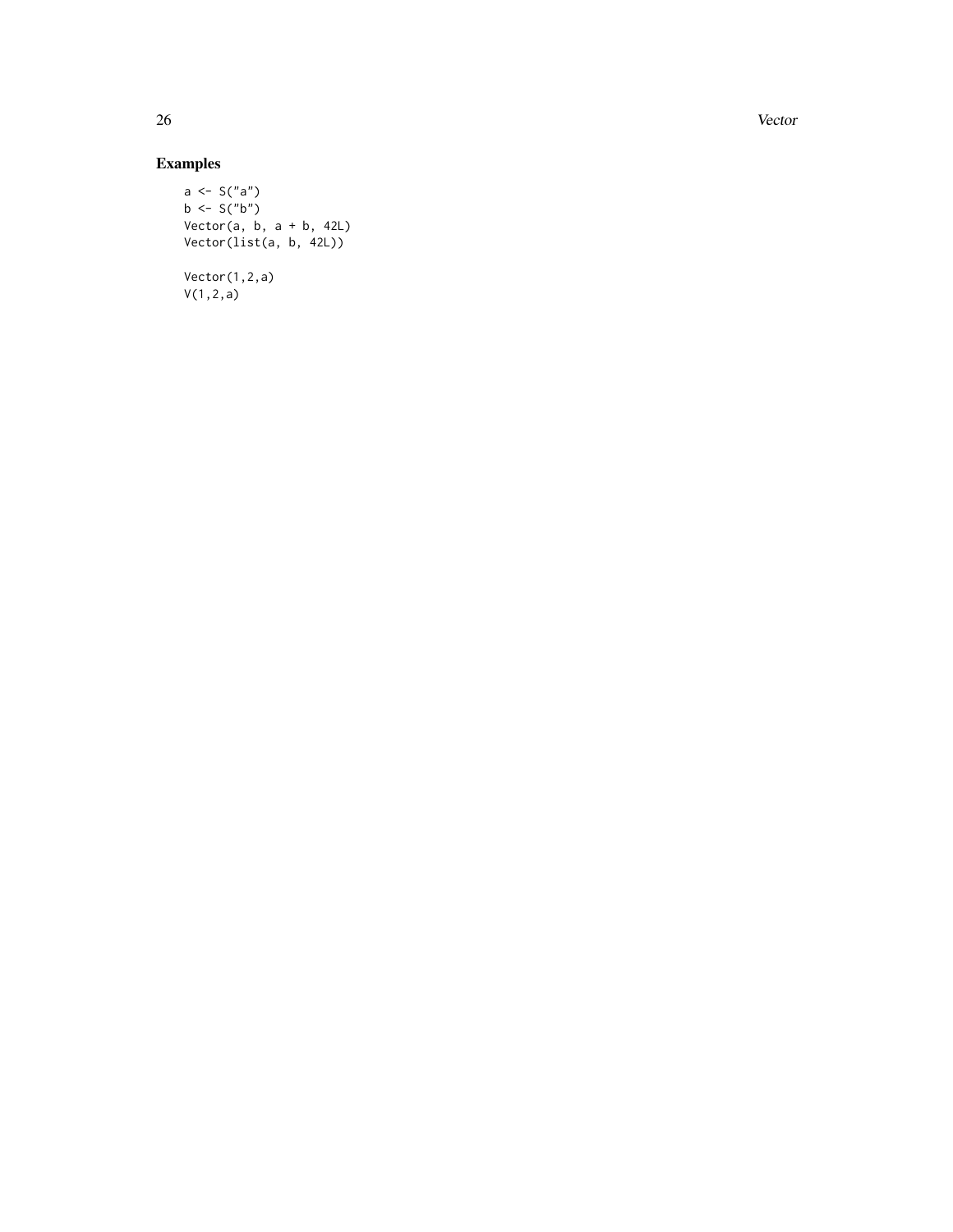## Examples

```
a <- S("a")
b <- S("b")
Vector(a, b, a + b, 42L)
Vector(list(a, b, 42L))

Vector(1,2,a)
V(1,2,a)
```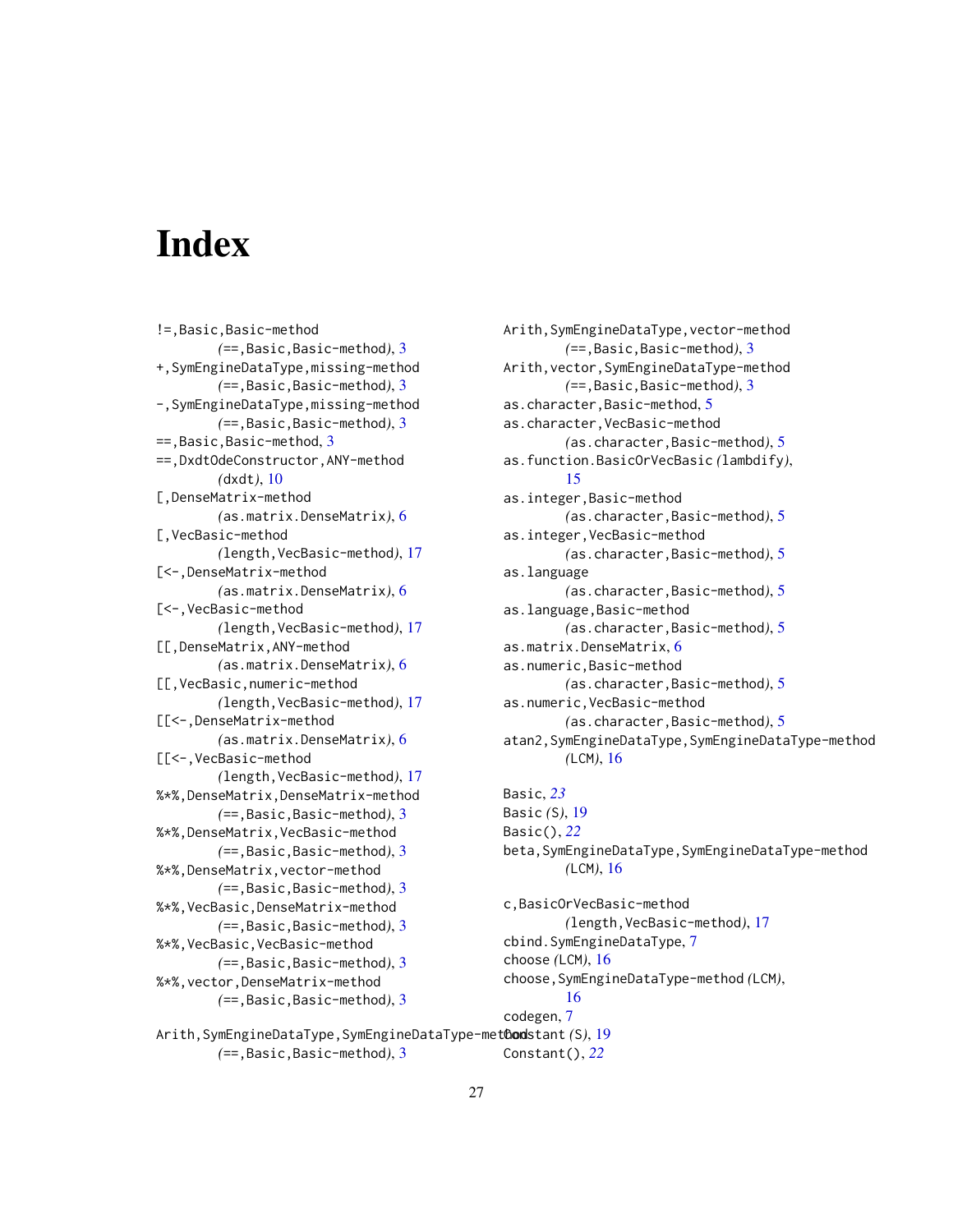# Index

!=,Basic,Basic-method
(==,Basic,Basic-method), 3
+,SymEngineDataType,missing-method
(==,Basic,Basic-method), 3
-,SymEngineDataType,missing-method
(==,Basic,Basic-method), 3
==,Basic,Basic-method, 3
==,DxdtOdeConstructor,ANY-method
(dxdt), 10
[,DenseMatrix-method
(as.matrix.DenseMatrix), 6
[,VecBasic-method
(length,VecBasic-method), 17
[<-,DenseMatrix-method
(as.matrix.DenseMatrix), 6
[<-,VecBasic-method
(length,VecBasic-method), 17
[[,DenseMatrix,ANY-method
(as.matrix.DenseMatrix), 6
[[,VecBasic,numeric-method
(length,VecBasic-method), 17
[[<-,DenseMatrix-method
(as.matrix.DenseMatrix), 6
[[<-,VecBasic-method
(length,VecBasic-method), 17
%*%,DenseMatrix,DenseMatrix-method
(==,Basic,Basic-method), 3
%*%,DenseMatrix,VecBasic-method
(==,Basic,Basic-method), 3
%*%,DenseMatrix,vector-method
(==,Basic,Basic-method), 3
%*%,VecBasic,DenseMatrix-method
(==,Basic,Basic-method), 3
%*%,VecBasic,VecBasic-method
(==,Basic,Basic-method), 3
%*%,vector,DenseMatrix-method
(==,Basic,Basic-method), 3

Arith,SymEngineDataType,SymEngineDataType-method
(==,Basic,Basic-method), 3
Arith,SymEngineDataType,vector-method
(==,Basic,Basic-method), 3
Arith,vector,SymEngineDataType-method
(==,Basic,Basic-method), 3
as.character,Basic-method, 5
as.character,VecBasic-method
(as.character,Basic-method), 5
as.function.BasicOrVecBasic (lambdify), 15
as.integer,Basic-method
(as.character,Basic-method), 5
as.integer,VecBasic-method
(as.character,Basic-method), 5
as.language
(as.character,Basic-method), 5
as.language,Basic-method
(as.character,Basic-method), 5
as.matrix.DenseMatrix, 6
as.numeric,Basic-method
(as.character,Basic-method), 5
as.numeric,VecBasic-method
(as.character,Basic-method), 5
atan2,SymEngineDataType,SymEngineDataType-method
(LCM), 16

Basic, *23*
Basic (S), 19
Basic(), *22*
beta,SymEngineDataType,SymEngineDataType-method
(LCM), 16

c,BasicOrVecBasic-method
(length,VecBasic-method), 17
cbind.SymEngineDataType, 7
choose (LCM), 16
choose,SymEngineDataType-method (LCM), 16
codegen, 7
Constant (S), 19
Constant(), *22*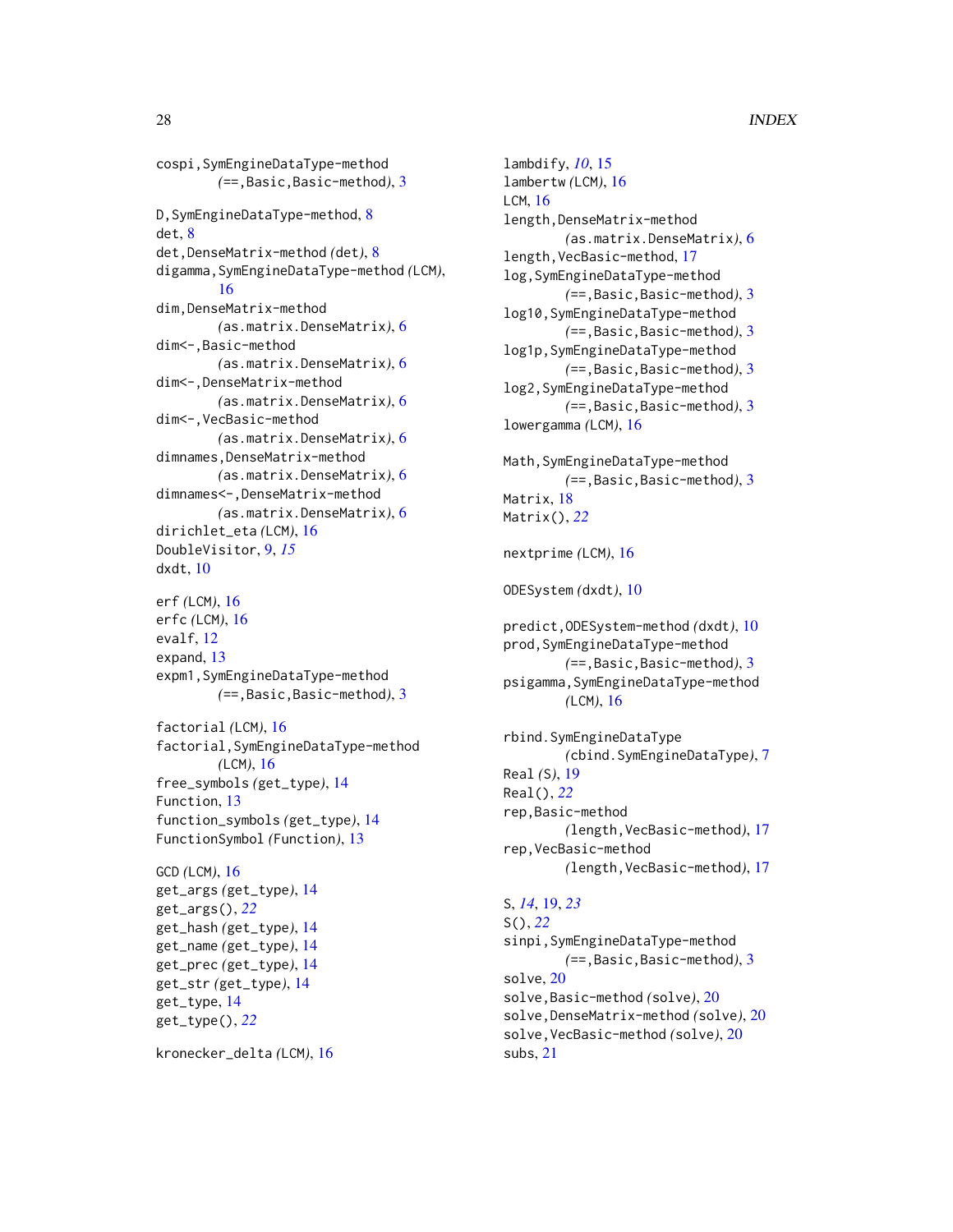cospi,SymEngineDataType-method (==,Basic,Basic-method), 3

D,SymEngineDataType-method, 8
det, 8
det,DenseMatrix-method (det), 8
digamma,SymEngineDataType-method (LCM), 16
dim,DenseMatrix-method (as.matrix.DenseMatrix), 6
dim<-,Basic-method (as.matrix.DenseMatrix), 6
dim<-,DenseMatrix-method (as.matrix.DenseMatrix), 6
dim<-,VecBasic-method (as.matrix.DenseMatrix), 6
dimnames,DenseMatrix-method (as.matrix.DenseMatrix), 6
dimnames<-,DenseMatrix-method (as.matrix.DenseMatrix), 6
dirichlet_eta (LCM), 16
DoubleVisitor, 9, *15*
dxdt, 10

erf (LCM), 16
erfc (LCM), 16
evalf, 12
expand, 13
expm1,SymEngineDataType-method (==,Basic,Basic-method), 3

factorial (LCM), 16
factorial,SymEngineDataType-method (LCM), 16
free_symbols (get_type), 14
Function, 13
function_symbols (get_type), 14
FunctionSymbol (Function), 13

GCD (LCM), 16
get_args (get_type), 14
get_args(), *22*
get_hash (get_type), 14
get_name (get_type), 14
get_prec (get_type), 14
get_str (get_type), 14
get_type, 14
get_type(), *22*

kronecker_delta (LCM), 16

lambdify, *10*, 15
lambertw (LCM), 16
LCM, 16
length,DenseMatrix-method (as.matrix.DenseMatrix), 6
length,VecBasic-method, 17
log,SymEngineDataType-method (==,Basic,Basic-method), 3
log10,SymEngineDataType-method (==,Basic,Basic-method), 3
log1p,SymEngineDataType-method (==,Basic,Basic-method), 3
log2,SymEngineDataType-method (==,Basic,Basic-method), 3
lowergamma (LCM), 16

Math,SymEngineDataType-method (==,Basic,Basic-method), 3
Matrix, 18
Matrix(), *22*

nextprime (LCM), 16

ODESystem (dxdt), 10

predict,ODESystem-method (dxdt), 10
prod,SymEngineDataType-method (==,Basic,Basic-method), 3
psigamma,SymEngineDataType-method (LCM), 16

rbind.SymEngineDataType (cbind.SymEngineDataType), 7
Real (S), 19
Real(), *22*
rep,Basic-method (length,VecBasic-method), 17
rep,VecBasic-method (length,VecBasic-method), 17

S, *14*, 19, *23*
S(), *22*
sinpi,SymEngineDataType-method (==,Basic,Basic-method), 3
solve, 20
solve,Basic-method (solve), 20
solve,DenseMatrix-method (solve), 20
solve,VecBasic-method (solve), 20
subs, 21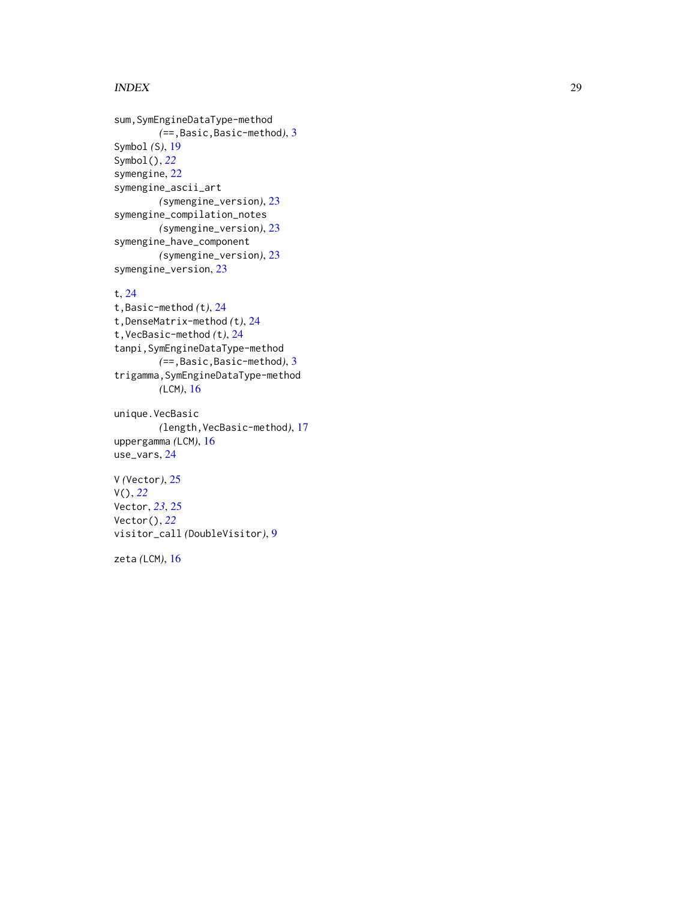sum,SymEngineDataType-method
    *(*==,Basic,Basic-method*)*, 3
Symbol *(S)*, 19
Symbol(), *22*
symengine, 22
symengine_ascii_art
    *(*symengine_version*)*, 23
symengine_compilation_notes
    *(*symengine_version*)*, 23
symengine_have_component
    *(*symengine_version*)*, 23
symengine_version, 23

t, 24
t,Basic-method *(*t*)*, 24
t,DenseMatrix-method *(*t*)*, 24
t,VecBasic-method *(*t*)*, 24
tanpi,SymEngineDataType-method
    *(*==,Basic,Basic-method*)*, 3
trigamma,SymEngineDataType-method
    *(*LCM*)*, 16

unique.VecBasic
    *(*length,VecBasic-method*)*, 17
uppergamma *(*LCM*)*, 16
use_vars, 24

V *(*Vector*)*, 25
V(), *22*
Vector, *23*, 25
Vector(), *22*
visitor_call *(*DoubleVisitor*)*, 9

zeta *(*LCM*)*, 16